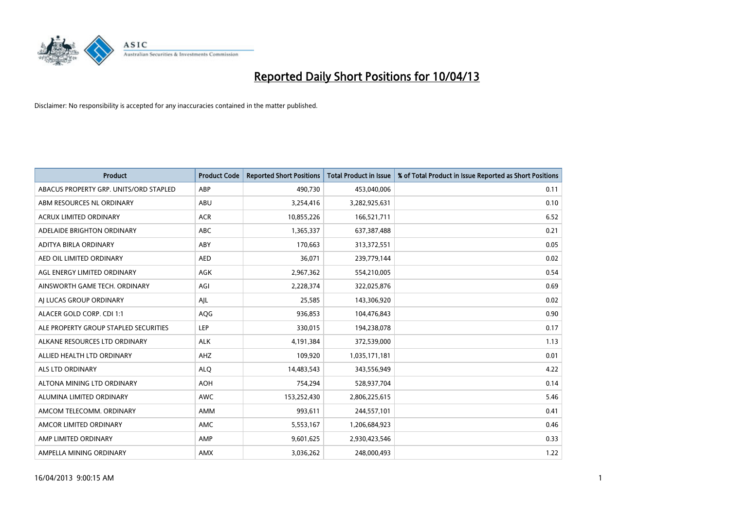# Reported Daily Short Positions for 10/04/13

Disclaimer: No responsibility is accepted for any inaccuracies contained in the matter published.

| Product | Product Code | Reported Short Positions | Total Product in Issue | % of Total Product in Issue Reported as Short Positions |
|---|---|---|---|---|
| ABACUS PROPERTY GRP. UNITS/ORD STAPLED | ABP | 490,730 | 453,040,006 | 0.11 |
| ABM RESOURCES NL ORDINARY | ABU | 3,254,416 | 3,282,925,631 | 0.10 |
| ACRUX LIMITED ORDINARY | ACR | 10,855,226 | 166,521,711 | 6.52 |
| ADELAIDE BRIGHTON ORDINARY | ABC | 1,365,337 | 637,387,488 | 0.21 |
| ADITYA BIRLA ORDINARY | ABY | 170,663 | 313,372,551 | 0.05 |
| AED OIL LIMITED ORDINARY | AED | 36,071 | 239,779,144 | 0.02 |
| AGL ENERGY LIMITED ORDINARY | AGK | 2,967,362 | 554,210,005 | 0.54 |
| AINSWORTH GAME TECH. ORDINARY | AGI | 2,228,374 | 322,025,876 | 0.69 |
| AJ LUCAS GROUP ORDINARY | AJL | 25,585 | 143,306,920 | 0.02 |
| ALACER GOLD CORP. CDI 1:1 | AQG | 936,853 | 104,476,843 | 0.90 |
| ALE PROPERTY GROUP STAPLED SECURITIES | LEP | 330,015 | 194,238,078 | 0.17 |
| ALKANE RESOURCES LTD ORDINARY | ALK | 4,191,384 | 372,539,000 | 1.13 |
| ALLIED HEALTH LTD ORDINARY | AHZ | 109,920 | 1,035,171,181 | 0.01 |
| ALS LTD ORDINARY | ALQ | 14,483,543 | 343,556,949 | 4.22 |
| ALTONA MINING LTD ORDINARY | AOH | 754,294 | 528,937,704 | 0.14 |
| ALUMINA LIMITED ORDINARY | AWC | 153,252,430 | 2,806,225,615 | 5.46 |
| AMCOM TELECOMM. ORDINARY | AMM | 993,611 | 244,557,101 | 0.41 |
| AMCOR LIMITED ORDINARY | AMC | 5,553,167 | 1,206,684,923 | 0.46 |
| AMP LIMITED ORDINARY | AMP | 9,601,625 | 2,930,423,546 | 0.33 |
| AMPELLA MINING ORDINARY | AMX | 3,036,262 | 248,000,493 | 1.22 |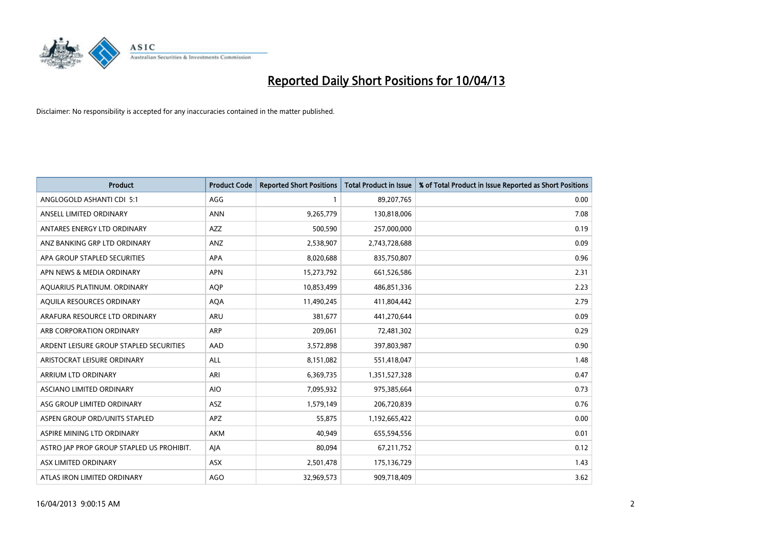# Reported Daily Short Positions for 10/04/13

Disclaimer: No responsibility is accepted for any inaccuracies contained in the matter published.

| Product | Product Code | Reported Short Positions | Total Product in Issue | % of Total Product in Issue Reported as Short Positions |
|---|---|---|---|---|
| ANGLOGOLD ASHANTI CDI 5:1 | AGG | 1 | 89,207,765 | 0.00 |
| ANSELL LIMITED ORDINARY | ANN | 9,265,779 | 130,818,006 | 7.08 |
| ANTARES ENERGY LTD ORDINARY | AZZ | 500,590 | 257,000,000 | 0.19 |
| ANZ BANKING GRP LTD ORDINARY | ANZ | 2,538,907 | 2,743,728,688 | 0.09 |
| APA GROUP STAPLED SECURITIES | APA | 8,020,688 | 835,750,807 | 0.96 |
| APN NEWS & MEDIA ORDINARY | APN | 15,273,792 | 661,526,586 | 2.31 |
| AQUARIUS PLATINUM. ORDINARY | AQP | 10,853,499 | 486,851,336 | 2.23 |
| AQUILA RESOURCES ORDINARY | AQA | 11,490,245 | 411,804,442 | 2.79 |
| ARAFURA RESOURCE LTD ORDINARY | ARU | 381,677 | 441,270,644 | 0.09 |
| ARB CORPORATION ORDINARY | ARP | 209,061 | 72,481,302 | 0.29 |
| ARDENT LEISURE GROUP STAPLED SECURITIES | AAD | 3,572,898 | 397,803,987 | 0.90 |
| ARISTOCRAT LEISURE ORDINARY | ALL | 8,151,082 | 551,418,047 | 1.48 |
| ARRIUM LTD ORDINARY | ARI | 6,369,735 | 1,351,527,328 | 0.47 |
| ASCIANO LIMITED ORDINARY | AIO | 7,095,932 | 975,385,664 | 0.73 |
| ASG GROUP LIMITED ORDINARY | ASZ | 1,579,149 | 206,720,839 | 0.76 |
| ASPEN GROUP ORD/UNITS STAPLED | APZ | 55,875 | 1,192,665,422 | 0.00 |
| ASPIRE MINING LTD ORDINARY | AKM | 40,949 | 655,594,556 | 0.01 |
| ASTRO JAP PROP GROUP STAPLED US PROHIBIT. | AJA | 80,094 | 67,211,752 | 0.12 |
| ASX LIMITED ORDINARY | ASX | 2,501,478 | 175,136,729 | 1.43 |
| ATLAS IRON LIMITED ORDINARY | AGO | 32,969,573 | 909,718,409 | 3.62 |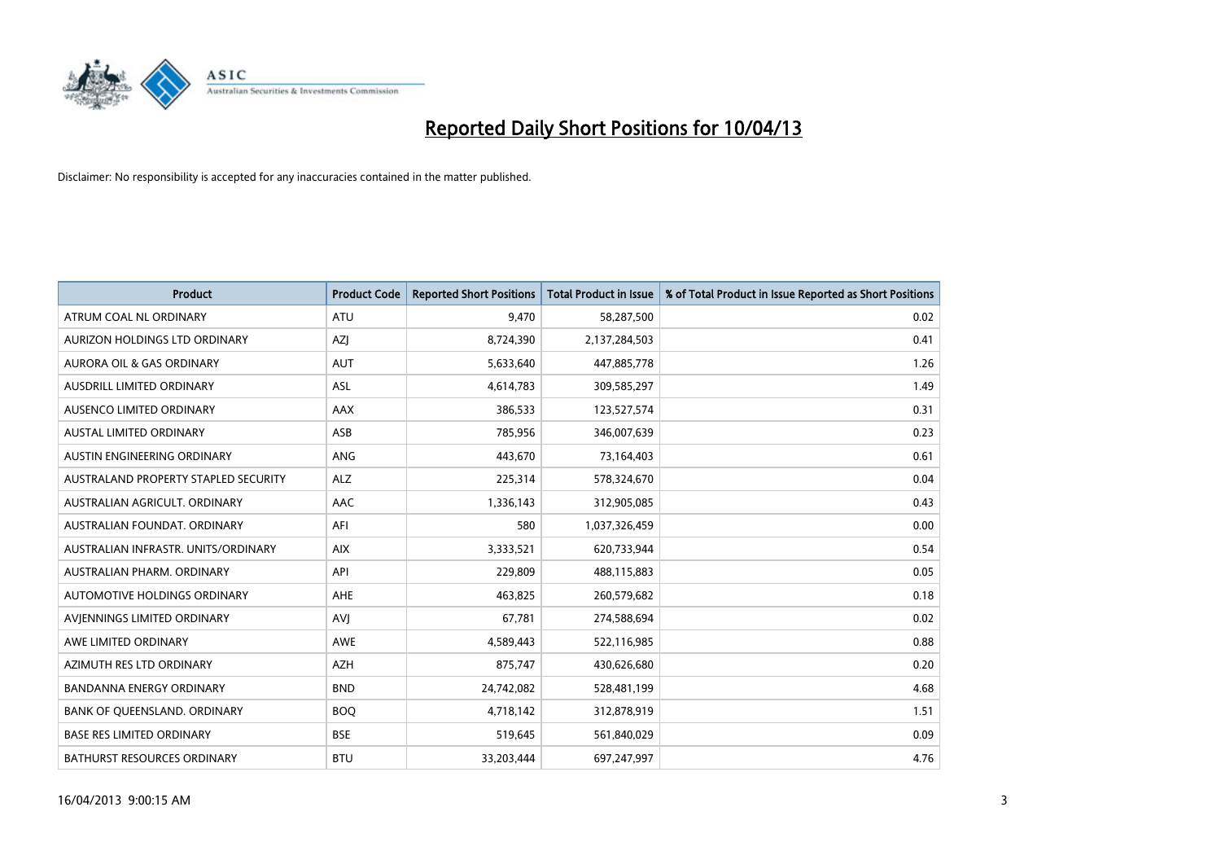# Reported Daily Short Positions for 10/04/13

Disclaimer: No responsibility is accepted for any inaccuracies contained in the matter published.

| Product | Product Code | Reported Short Positions | Total Product in Issue | % of Total Product in Issue Reported as Short Positions |
|---|---|---|---|---|
| ATRUM COAL NL ORDINARY | ATU | 9,470 | 58,287,500 | 0.02 |
| AURIZON HOLDINGS LTD ORDINARY | AZJ | 8,724,390 | 2,137,284,503 | 0.41 |
| AURORA OIL & GAS ORDINARY | AUT | 5,633,640 | 447,885,778 | 1.26 |
| AUSDRILL LIMITED ORDINARY | ASL | 4,614,783 | 309,585,297 | 1.49 |
| AUSENCO LIMITED ORDINARY | AAX | 386,533 | 123,527,574 | 0.31 |
| AUSTAL LIMITED ORDINARY | ASB | 785,956 | 346,007,639 | 0.23 |
| AUSTIN ENGINEERING ORDINARY | ANG | 443,670 | 73,164,403 | 0.61 |
| AUSTRALAND PROPERTY STAPLED SECURITY | ALZ | 225,314 | 578,324,670 | 0.04 |
| AUSTRALIAN AGRICULT. ORDINARY | AAC | 1,336,143 | 312,905,085 | 0.43 |
| AUSTRALIAN FOUNDAT. ORDINARY | AFI | 580 | 1,037,326,459 | 0.00 |
| AUSTRALIAN INFRASTR. UNITS/ORDINARY | AIX | 3,333,521 | 620,733,944 | 0.54 |
| AUSTRALIAN PHARM. ORDINARY | API | 229,809 | 488,115,883 | 0.05 |
| AUTOMOTIVE HOLDINGS ORDINARY | AHE | 463,825 | 260,579,682 | 0.18 |
| AVJENNINGS LIMITED ORDINARY | AVJ | 67,781 | 274,588,694 | 0.02 |
| AWE LIMITED ORDINARY | AWE | 4,589,443 | 522,116,985 | 0.88 |
| AZIMUTH RES LTD ORDINARY | AZH | 875,747 | 430,626,680 | 0.20 |
| BANDANNA ENERGY ORDINARY | BND | 24,742,082 | 528,481,199 | 4.68 |
| BANK OF QUEENSLAND. ORDINARY | BOQ | 4,718,142 | 312,878,919 | 1.51 |
| BASE RES LIMITED ORDINARY | BSE | 519,645 | 561,840,029 | 0.09 |
| BATHURST RESOURCES ORDINARY | BTU | 33,203,444 | 697,247,997 | 4.76 |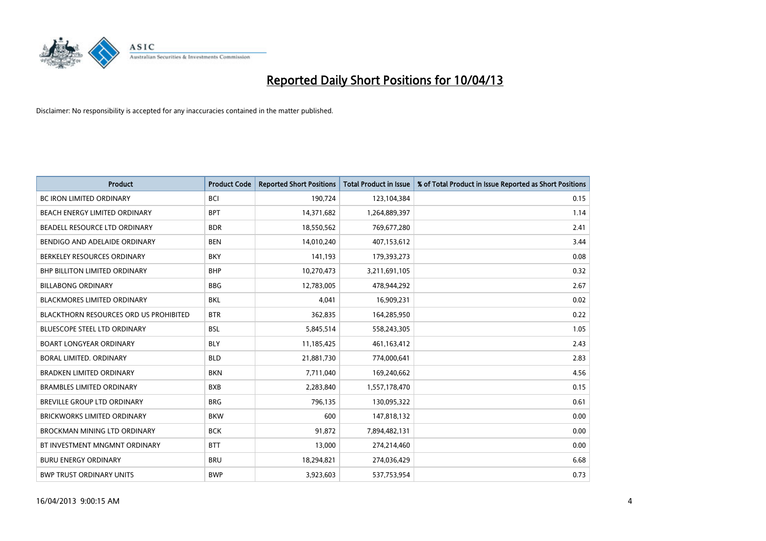# Reported Daily Short Positions for 10/04/13

Disclaimer: No responsibility is accepted for any inaccuracies contained in the matter published.

| Product | Product Code | Reported Short Positions | Total Product in Issue | % of Total Product in Issue Reported as Short Positions |
|---|---|---|---|---|
| BC IRON LIMITED ORDINARY | BCI | 190,724 | 123,104,384 | 0.15 |
| BEACH ENERGY LIMITED ORDINARY | BPT | 14,371,682 | 1,264,889,397 | 1.14 |
| BEADELL RESOURCE LTD ORDINARY | BDR | 18,550,562 | 769,677,280 | 2.41 |
| BENDIGO AND ADELAIDE ORDINARY | BEN | 14,010,240 | 407,153,612 | 3.44 |
| BERKELEY RESOURCES ORDINARY | BKY | 141,193 | 179,393,273 | 0.08 |
| BHP BILLITON LIMITED ORDINARY | BHP | 10,270,473 | 3,211,691,105 | 0.32 |
| BILLABONG ORDINARY | BBG | 12,783,005 | 478,944,292 | 2.67 |
| BLACKMORES LIMITED ORDINARY | BKL | 4,041 | 16,909,231 | 0.02 |
| BLACKTHORN RESOURCES ORD US PROHIBITED | BTR | 362,835 | 164,285,950 | 0.22 |
| BLUESCOPE STEEL LTD ORDINARY | BSL | 5,845,514 | 558,243,305 | 1.05 |
| BOART LONGYEAR ORDINARY | BLY | 11,185,425 | 461,163,412 | 2.43 |
| BORAL LIMITED. ORDINARY | BLD | 21,881,730 | 774,000,641 | 2.83 |
| BRADKEN LIMITED ORDINARY | BKN | 7,711,040 | 169,240,662 | 4.56 |
| BRAMBLES LIMITED ORDINARY | BXB | 2,283,840 | 1,557,178,470 | 0.15 |
| BREVILLE GROUP LTD ORDINARY | BRG | 796,135 | 130,095,322 | 0.61 |
| BRICKWORKS LIMITED ORDINARY | BKW | 600 | 147,818,132 | 0.00 |
| BROCKMAN MINING LTD ORDINARY | BCK | 91,872 | 7,894,482,131 | 0.00 |
| BT INVESTMENT MNGMNT ORDINARY | BTT | 13,000 | 274,214,460 | 0.00 |
| BURU ENERGY ORDINARY | BRU | 18,294,821 | 274,036,429 | 6.68 |
| BWP TRUST ORDINARY UNITS | BWP | 3,923,603 | 537,753,954 | 0.73 |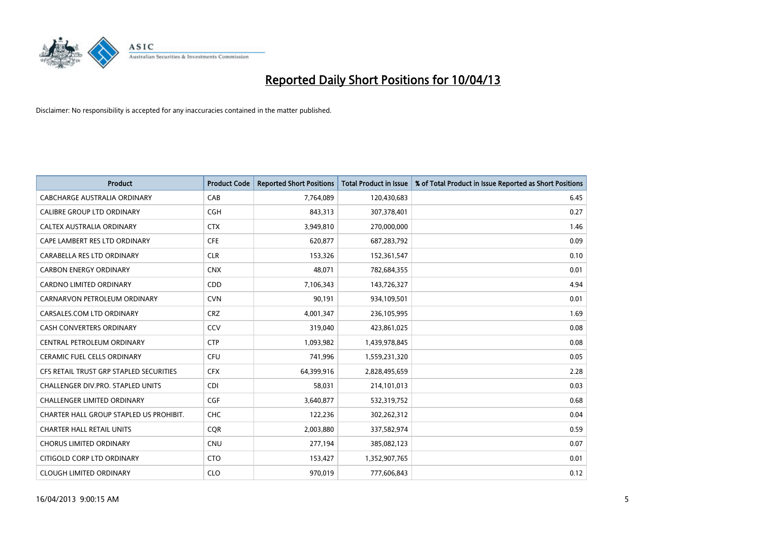# Reported Daily Short Positions for 10/04/13

Disclaimer: No responsibility is accepted for any inaccuracies contained in the matter published.

| Product | Product Code | Reported Short Positions | Total Product in Issue | % of Total Product in Issue Reported as Short Positions |
|---|---|---|---|---|
| CABCHARGE AUSTRALIA ORDINARY | CAB | 7,764,089 | 120,430,683 | 6.45 |
| CALIBRE GROUP LTD ORDINARY | CGH | 843,313 | 307,378,401 | 0.27 |
| CALTEX AUSTRALIA ORDINARY | CTX | 3,949,810 | 270,000,000 | 1.46 |
| CAPE LAMBERT RES LTD ORDINARY | CFE | 620,877 | 687,283,792 | 0.09 |
| CARABELLA RES LTD ORDINARY | CLR | 153,326 | 152,361,547 | 0.10 |
| CARBON ENERGY ORDINARY | CNX | 48,071 | 782,684,355 | 0.01 |
| CARDNO LIMITED ORDINARY | CDD | 7,106,343 | 143,726,327 | 4.94 |
| CARNARVON PETROLEUM ORDINARY | CVN | 90,191 | 934,109,501 | 0.01 |
| CARSALES.COM LTD ORDINARY | CRZ | 4,001,347 | 236,105,995 | 1.69 |
| CASH CONVERTERS ORDINARY | CCV | 319,040 | 423,861,025 | 0.08 |
| CENTRAL PETROLEUM ORDINARY | CTP | 1,093,982 | 1,439,978,845 | 0.08 |
| CERAMIC FUEL CELLS ORDINARY | CFU | 741,996 | 1,559,231,320 | 0.05 |
| CFS RETAIL TRUST GRP STAPLED SECURITIES | CFX | 64,399,916 | 2,828,495,659 | 2.28 |
| CHALLENGER DIV.PRO. STAPLED UNITS | CDI | 58,031 | 214,101,013 | 0.03 |
| CHALLENGER LIMITED ORDINARY | CGF | 3,640,877 | 532,319,752 | 0.68 |
| CHARTER HALL GROUP STAPLED US PROHIBIT. | CHC | 122,236 | 302,262,312 | 0.04 |
| CHARTER HALL RETAIL UNITS | CQR | 2,003,880 | 337,582,974 | 0.59 |
| CHORUS LIMITED ORDINARY | CNU | 277,194 | 385,082,123 | 0.07 |
| CITIGOLD CORP LTD ORDINARY | CTO | 153,427 | 1,352,907,765 | 0.01 |
| CLOUGH LIMITED ORDINARY | CLO | 970,019 | 777,606,843 | 0.12 |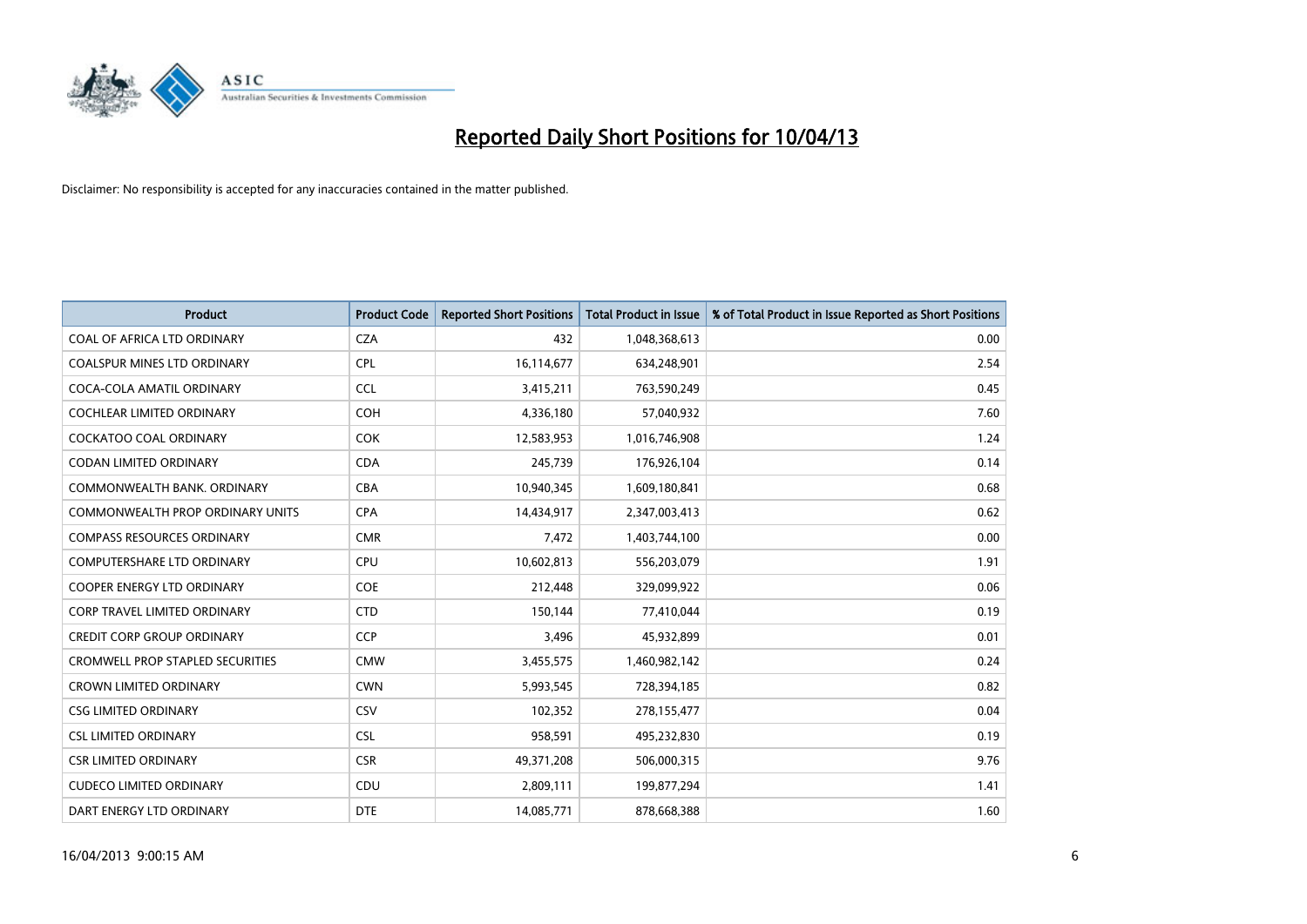# Reported Daily Short Positions for 10/04/13

Disclaimer: No responsibility is accepted for any inaccuracies contained in the matter published.

| Product | Product Code | Reported Short Positions | Total Product in Issue | % of Total Product in Issue Reported as Short Positions |
|---|---|---|---|---|
| COAL OF AFRICA LTD ORDINARY | CZA | 432 | 1,048,368,613 | 0.00 |
| COALSPUR MINES LTD ORDINARY | CPL | 16,114,677 | 634,248,901 | 2.54 |
| COCA-COLA AMATIL ORDINARY | CCL | 3,415,211 | 763,590,249 | 0.45 |
| COCHLEAR LIMITED ORDINARY | COH | 4,336,180 | 57,040,932 | 7.60 |
| COCKATOO COAL ORDINARY | COK | 12,583,953 | 1,016,746,908 | 1.24 |
| CODAN LIMITED ORDINARY | CDA | 245,739 | 176,926,104 | 0.14 |
| COMMONWEALTH BANK. ORDINARY | CBA | 10,940,345 | 1,609,180,841 | 0.68 |
| COMMONWEALTH PROP ORDINARY UNITS | CPA | 14,434,917 | 2,347,003,413 | 0.62 |
| COMPASS RESOURCES ORDINARY | CMR | 7,472 | 1,403,744,100 | 0.00 |
| COMPUTERSHARE LTD ORDINARY | CPU | 10,602,813 | 556,203,079 | 1.91 |
| COOPER ENERGY LTD ORDINARY | COE | 212,448 | 329,099,922 | 0.06 |
| CORP TRAVEL LIMITED ORDINARY | CTD | 150,144 | 77,410,044 | 0.19 |
| CREDIT CORP GROUP ORDINARY | CCP | 3,496 | 45,932,899 | 0.01 |
| CROMWELL PROP STAPLED SECURITIES | CMW | 3,455,575 | 1,460,982,142 | 0.24 |
| CROWN LIMITED ORDINARY | CWN | 5,993,545 | 728,394,185 | 0.82 |
| CSG LIMITED ORDINARY | CSV | 102,352 | 278,155,477 | 0.04 |
| CSL LIMITED ORDINARY | CSL | 958,591 | 495,232,830 | 0.19 |
| CSR LIMITED ORDINARY | CSR | 49,371,208 | 506,000,315 | 9.76 |
| CUDECO LIMITED ORDINARY | CDU | 2,809,111 | 199,877,294 | 1.41 |
| DART ENERGY LTD ORDINARY | DTE | 14,085,771 | 878,668,388 | 1.60 |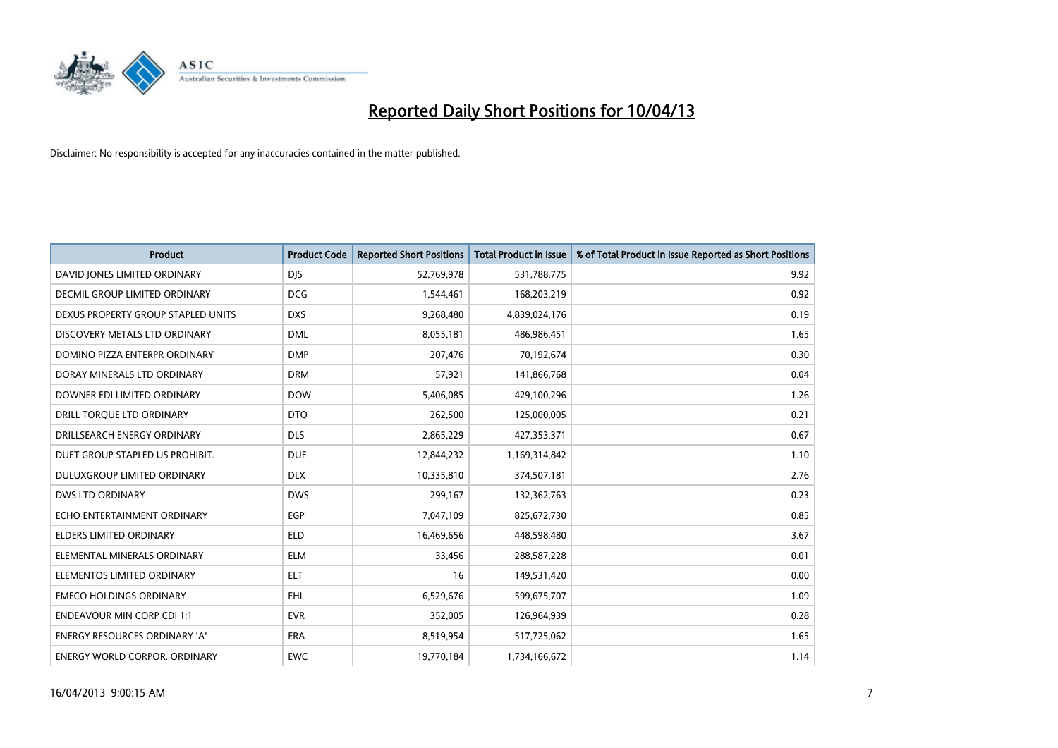# Reported Daily Short Positions for 10/04/13

Disclaimer: No responsibility is accepted for any inaccuracies contained in the matter published.

| Product | Product Code | Reported Short Positions | Total Product in Issue | % of Total Product in Issue Reported as Short Positions |
|---|---|---|---|---|
| DAVID JONES LIMITED ORDINARY | DJS | 52,769,978 | 531,788,775 | 9.92 |
| DECMIL GROUP LIMITED ORDINARY | DCG | 1,544,461 | 168,203,219 | 0.92 |
| DEXUS PROPERTY GROUP STAPLED UNITS | DXS | 9,268,480 | 4,839,024,176 | 0.19 |
| DISCOVERY METALS LTD ORDINARY | DML | 8,055,181 | 486,986,451 | 1.65 |
| DOMINO PIZZA ENTERPR ORDINARY | DMP | 207,476 | 70,192,674 | 0.30 |
| DORAY MINERALS LTD ORDINARY | DRM | 57,921 | 141,866,768 | 0.04 |
| DOWNER EDI LIMITED ORDINARY | DOW | 5,406,085 | 429,100,296 | 1.26 |
| DRILL TORQUE LTD ORDINARY | DTQ | 262,500 | 125,000,005 | 0.21 |
| DRILLSEARCH ENERGY ORDINARY | DLS | 2,865,229 | 427,353,371 | 0.67 |
| DUET GROUP STAPLED US PROHIBIT. | DUE | 12,844,232 | 1,169,314,842 | 1.10 |
| DULUXGROUP LIMITED ORDINARY | DLX | 10,335,810 | 374,507,181 | 2.76 |
| DWS LTD ORDINARY | DWS | 299,167 | 132,362,763 | 0.23 |
| ECHO ENTERTAINMENT ORDINARY | EGP | 7,047,109 | 825,672,730 | 0.85 |
| ELDERS LIMITED ORDINARY | ELD | 16,469,656 | 448,598,480 | 3.67 |
| ELEMENTAL MINERALS ORDINARY | ELM | 33,456 | 288,587,228 | 0.01 |
| ELEMENTOS LIMITED ORDINARY | ELT | 16 | 149,531,420 | 0.00 |
| EMECO HOLDINGS ORDINARY | EHL | 6,529,676 | 599,675,707 | 1.09 |
| ENDEAVOUR MIN CORP CDI 1:1 | EVR | 352,005 | 126,964,939 | 0.28 |
| ENERGY RESOURCES ORDINARY 'A' | ERA | 8,519,954 | 517,725,062 | 1.65 |
| ENERGY WORLD CORPOR. ORDINARY | EWC | 19,770,184 | 1,734,166,672 | 1.14 |

16/04/2013 9:00:15 AM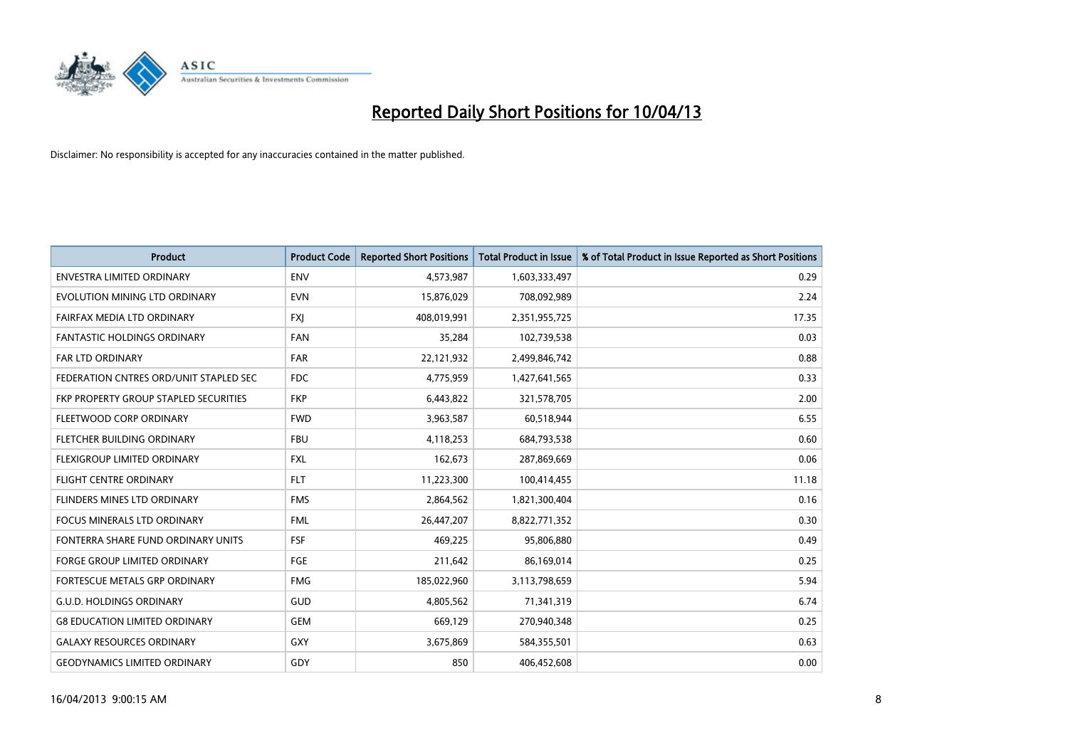# Reported Daily Short Positions for 10/04/13

Disclaimer: No responsibility is accepted for any inaccuracies contained in the matter published.

| Product | Product Code | Reported Short Positions | Total Product in Issue | % of Total Product in Issue Reported as Short Positions |
|---|---|---|---|---|
| ENVESTRA LIMITED ORDINARY | ENV | 4,573,987 | 1,603,333,497 | 0.29 |
| EVOLUTION MINING LTD ORDINARY | EVN | 15,876,029 | 708,092,989 | 2.24 |
| FAIRFAX MEDIA LTD ORDINARY | FXJ | 408,019,991 | 2,351,955,725 | 17.35 |
| FANTASTIC HOLDINGS ORDINARY | FAN | 35,284 | 102,739,538 | 0.03 |
| FAR LTD ORDINARY | FAR | 22,121,932 | 2,499,846,742 | 0.88 |
| FEDERATION CNTRES ORD/UNIT STAPLED SEC | FDC | 4,775,959 | 1,427,641,565 | 0.33 |
| FKP PROPERTY GROUP STAPLED SECURITIES | FKP | 6,443,822 | 321,578,705 | 2.00 |
| FLEETWOOD CORP ORDINARY | FWD | 3,963,587 | 60,518,944 | 6.55 |
| FLETCHER BUILDING ORDINARY | FBU | 4,118,253 | 684,793,538 | 0.60 |
| FLEXIGROUP LIMITED ORDINARY | FXL | 162,673 | 287,869,669 | 0.06 |
| FLIGHT CENTRE ORDINARY | FLT | 11,223,300 | 100,414,455 | 11.18 |
| FLINDERS MINES LTD ORDINARY | FMS | 2,864,562 | 1,821,300,404 | 0.16 |
| FOCUS MINERALS LTD ORDINARY | FML | 26,447,207 | 8,822,771,352 | 0.30 |
| FONTERRA SHARE FUND ORDINARY UNITS | FSF | 469,225 | 95,806,880 | 0.49 |
| FORGE GROUP LIMITED ORDINARY | FGE | 211,642 | 86,169,014 | 0.25 |
| FORTESCUE METALS GRP ORDINARY | FMG | 185,022,960 | 3,113,798,659 | 5.94 |
| G.U.D. HOLDINGS ORDINARY | GUD | 4,805,562 | 71,341,319 | 6.74 |
| G8 EDUCATION LIMITED ORDINARY | GEM | 669,129 | 270,940,348 | 0.25 |
| GALAXY RESOURCES ORDINARY | GXY | 3,675,869 | 584,355,501 | 0.63 |
| GEODYNAMICS LIMITED ORDINARY | GDY | 850 | 406,452,608 | 0.00 |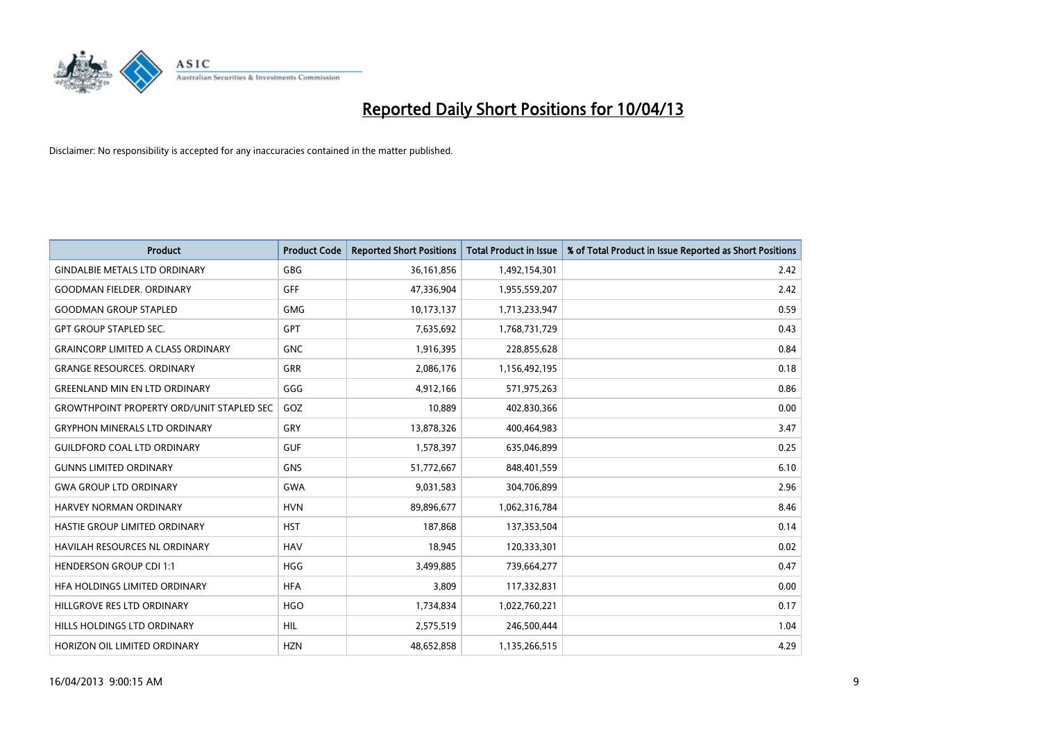# Reported Daily Short Positions for 10/04/13

Disclaimer: No responsibility is accepted for any inaccuracies contained in the matter published.

| Product | Product Code | Reported Short Positions | Total Product in Issue | % of Total Product in Issue Reported as Short Positions |
|---|---|---|---|---|
| GINDALBIE METALS LTD ORDINARY | GBG | 36,161,856 | 1,492,154,301 | 2.42 |
| GOODMAN FIELDER. ORDINARY | GFF | 47,336,904 | 1,955,559,207 | 2.42 |
| GOODMAN GROUP STAPLED | GMG | 10,173,137 | 1,713,233,947 | 0.59 |
| GPT GROUP STAPLED SEC. | GPT | 7,635,692 | 1,768,731,729 | 0.43 |
| GRAINCORP LIMITED A CLASS ORDINARY | GNC | 1,916,395 | 228,855,628 | 0.84 |
| GRANGE RESOURCES. ORDINARY | GRR | 2,086,176 | 1,156,492,195 | 0.18 |
| GREENLAND MIN EN LTD ORDINARY | GGG | 4,912,166 | 571,975,263 | 0.86 |
| GROWTHPOINT PROPERTY ORD/UNIT STAPLED SEC | GOZ | 10,889 | 402,830,366 | 0.00 |
| GRYPHON MINERALS LTD ORDINARY | GRY | 13,878,326 | 400,464,983 | 3.47 |
| GUILDFORD COAL LTD ORDINARY | GUF | 1,578,397 | 635,046,899 | 0.25 |
| GUNNS LIMITED ORDINARY | GNS | 51,772,667 | 848,401,559 | 6.10 |
| GWA GROUP LTD ORDINARY | GWA | 9,031,583 | 304,706,899 | 2.96 |
| HARVEY NORMAN ORDINARY | HVN | 89,896,677 | 1,062,316,784 | 8.46 |
| HASTIE GROUP LIMITED ORDINARY | HST | 187,868 | 137,353,504 | 0.14 |
| HAVILAH RESOURCES NL ORDINARY | HAV | 18,945 | 120,333,301 | 0.02 |
| HENDERSON GROUP CDI 1:1 | HGG | 3,499,885 | 739,664,277 | 0.47 |
| HFA HOLDINGS LIMITED ORDINARY | HFA | 3,809 | 117,332,831 | 0.00 |
| HILLGROVE RES LTD ORDINARY | HGO | 1,734,834 | 1,022,760,221 | 0.17 |
| HILLS HOLDINGS LTD ORDINARY | HIL | 2,575,519 | 246,500,444 | 1.04 |
| HORIZON OIL LIMITED ORDINARY | HZN | 48,652,858 | 1,135,266,515 | 4.29 |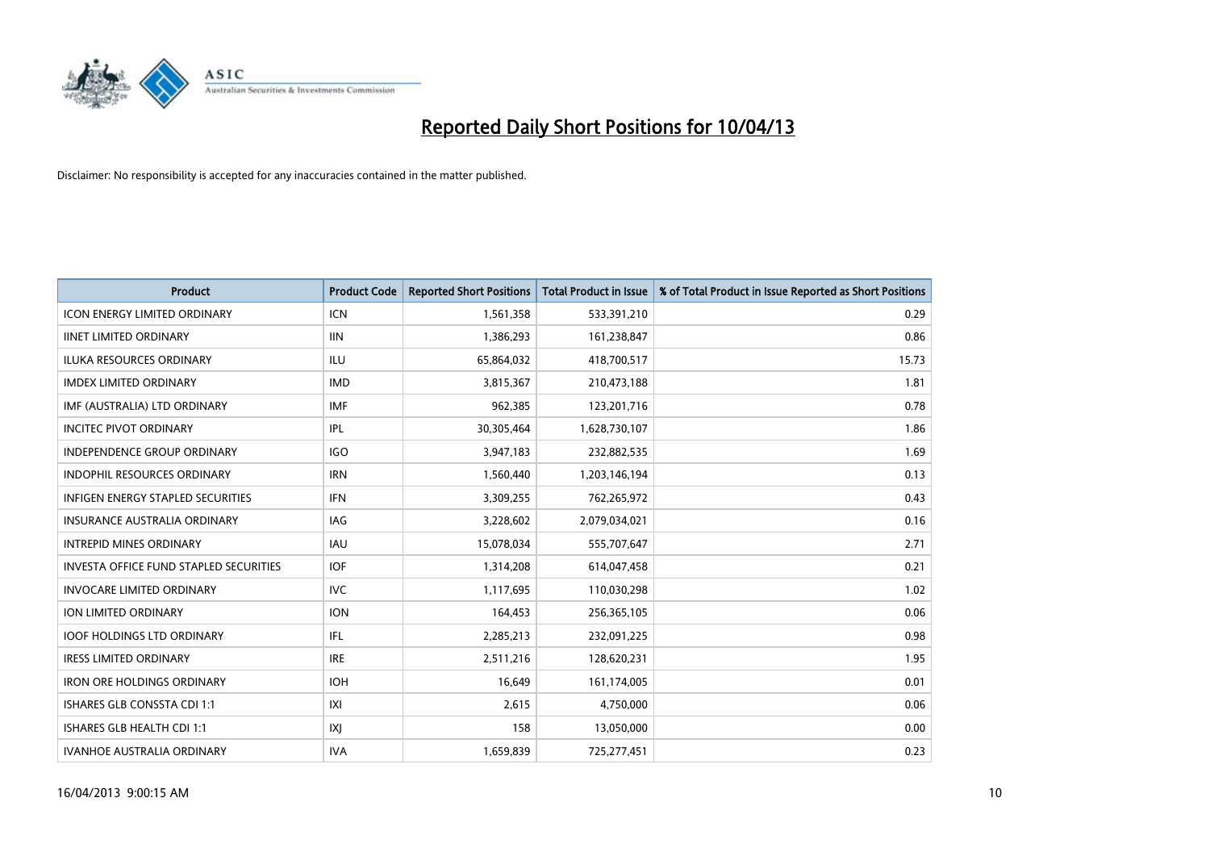# Reported Daily Short Positions for 10/04/13

Disclaimer: No responsibility is accepted for any inaccuracies contained in the matter published.

| Product | Product Code | Reported Short Positions | Total Product in Issue | % of Total Product in Issue Reported as Short Positions |
|---|---|---|---|---|
| ICON ENERGY LIMITED ORDINARY | ICN | 1,561,358 | 533,391,210 | 0.29 |
| IINET LIMITED ORDINARY | IIN | 1,386,293 | 161,238,847 | 0.86 |
| ILUKA RESOURCES ORDINARY | ILU | 65,864,032 | 418,700,517 | 15.73 |
| IMDEX LIMITED ORDINARY | IMD | 3,815,367 | 210,473,188 | 1.81 |
| IMF (AUSTRALIA) LTD ORDINARY | IMF | 962,385 | 123,201,716 | 0.78 |
| INCITEC PIVOT ORDINARY | IPL | 30,305,464 | 1,628,730,107 | 1.86 |
| INDEPENDENCE GROUP ORDINARY | IGO | 3,947,183 | 232,882,535 | 1.69 |
| INDOPHIL RESOURCES ORDINARY | IRN | 1,560,440 | 1,203,146,194 | 0.13 |
| INFIGEN ENERGY STAPLED SECURITIES | IFN | 3,309,255 | 762,265,972 | 0.43 |
| INSURANCE AUSTRALIA ORDINARY | IAG | 3,228,602 | 2,079,034,021 | 0.16 |
| INTREPID MINES ORDINARY | IAU | 15,078,034 | 555,707,647 | 2.71 |
| INVESTA OFFICE FUND STAPLED SECURITIES | IOF | 1,314,208 | 614,047,458 | 0.21 |
| INVOCARE LIMITED ORDINARY | IVC | 1,117,695 | 110,030,298 | 1.02 |
| ION LIMITED ORDINARY | ION | 164,453 | 256,365,105 | 0.06 |
| IOOF HOLDINGS LTD ORDINARY | IFL | 2,285,213 | 232,091,225 | 0.98 |
| IRESS LIMITED ORDINARY | IRE | 2,511,216 | 128,620,231 | 1.95 |
| IRON ORE HOLDINGS ORDINARY | IOH | 16,649 | 161,174,005 | 0.01 |
| ISHARES GLB CONSSTA CDI 1:1 | IXI | 2,615 | 4,750,000 | 0.06 |
| ISHARES GLB HEALTH CDI 1:1 | IXJ | 158 | 13,050,000 | 0.00 |
| IVANHOE AUSTRALIA ORDINARY | IVA | 1,659,839 | 725,277,451 | 0.23 |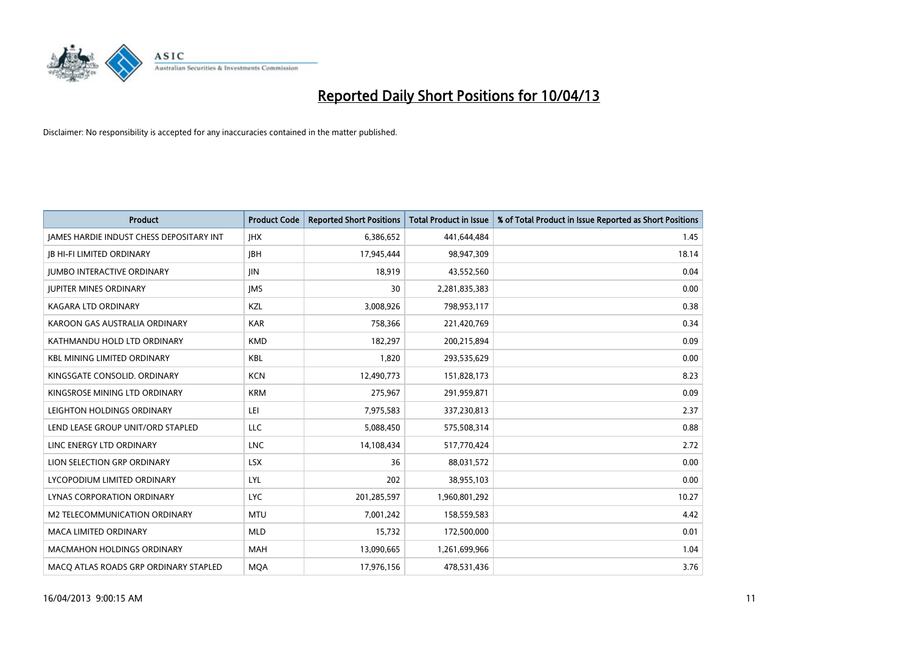# Reported Daily Short Positions for 10/04/13

Disclaimer: No responsibility is accepted for any inaccuracies contained in the matter published.

| Product | Product Code | Reported Short Positions | Total Product in Issue | % of Total Product in Issue Reported as Short Positions |
|---|---|---|---|---|
| JAMES HARDIE INDUST CHESS DEPOSITARY INT | JHX | 6,386,652 | 441,644,484 | 1.45 |
| JB HI-FI LIMITED ORDINARY | JBH | 17,945,444 | 98,947,309 | 18.14 |
| JUMBO INTERACTIVE ORDINARY | JIN | 18,919 | 43,552,560 | 0.04 |
| JUPITER MINES ORDINARY | JMS | 30 | 2,281,835,383 | 0.00 |
| KAGARA LTD ORDINARY | KZL | 3,008,926 | 798,953,117 | 0.38 |
| KAROON GAS AUSTRALIA ORDINARY | KAR | 758,366 | 221,420,769 | 0.34 |
| KATHMANDU HOLD LTD ORDINARY | KMD | 182,297 | 200,215,894 | 0.09 |
| KBL MINING LIMITED ORDINARY | KBL | 1,820 | 293,535,629 | 0.00 |
| KINGSGATE CONSOLID. ORDINARY | KCN | 12,490,773 | 151,828,173 | 8.23 |
| KINGSROSE MINING LTD ORDINARY | KRM | 275,967 | 291,959,871 | 0.09 |
| LEIGHTON HOLDINGS ORDINARY | LEI | 7,975,583 | 337,230,813 | 2.37 |
| LEND LEASE GROUP UNIT/ORD STAPLED | LLC | 5,088,450 | 575,508,314 | 0.88 |
| LINC ENERGY LTD ORDINARY | LNC | 14,108,434 | 517,770,424 | 2.72 |
| LION SELECTION GRP ORDINARY | LSX | 36 | 88,031,572 | 0.00 |
| LYCOPODIUM LIMITED ORDINARY | LYL | 202 | 38,955,103 | 0.00 |
| LYNAS CORPORATION ORDINARY | LYC | 201,285,597 | 1,960,801,292 | 10.27 |
| M2 TELECOMMUNICATION ORDINARY | MTU | 7,001,242 | 158,559,583 | 4.42 |
| MACA LIMITED ORDINARY | MLD | 15,732 | 172,500,000 | 0.01 |
| MACMAHON HOLDINGS ORDINARY | MAH | 13,090,665 | 1,261,699,966 | 1.04 |
| MACQ ATLAS ROADS GRP ORDINARY STAPLED | MQA | 17,976,156 | 478,531,436 | 3.76 |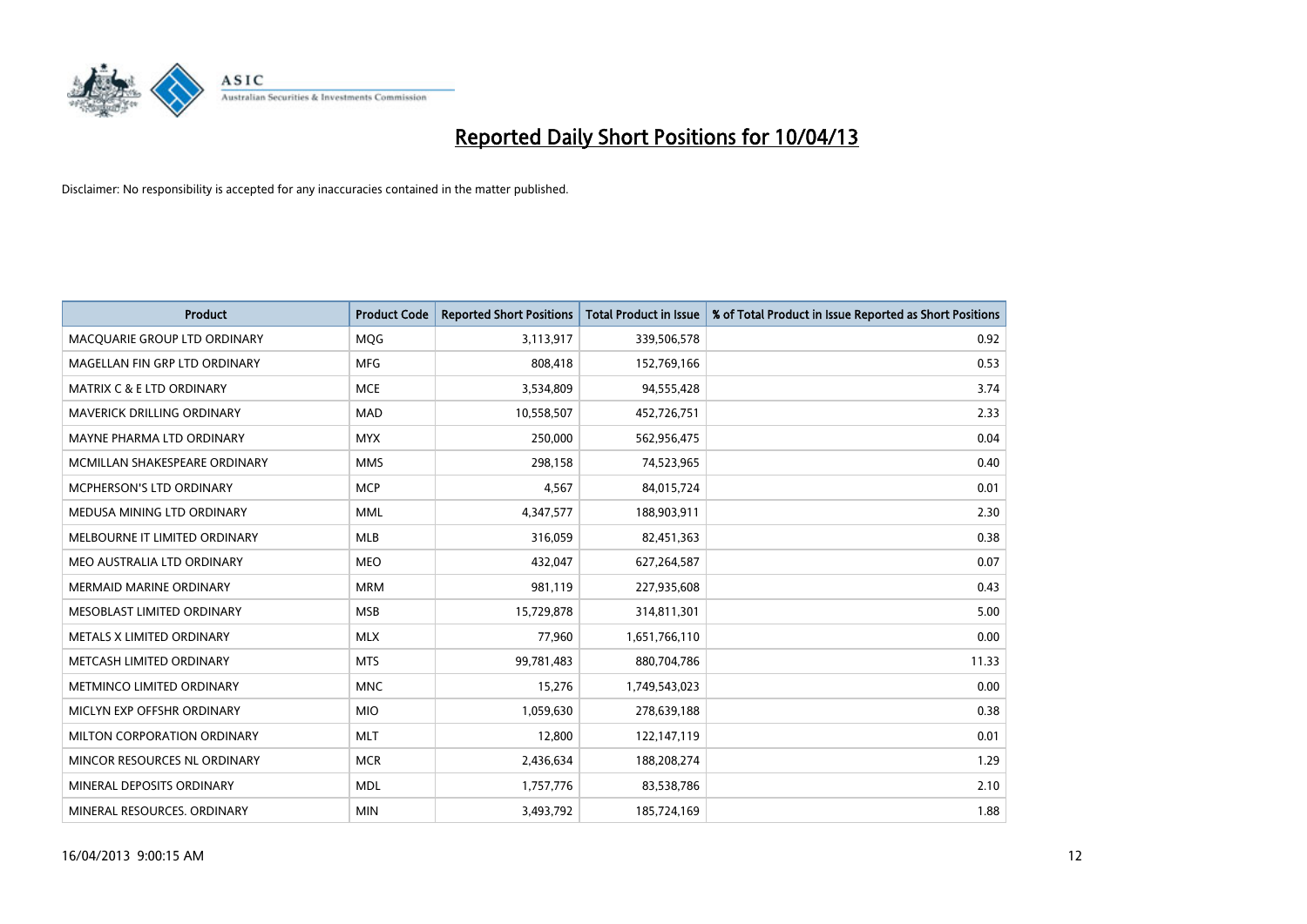# Reported Daily Short Positions for 10/04/13

Disclaimer: No responsibility is accepted for any inaccuracies contained in the matter published.

| Product | Product Code | Reported Short Positions | Total Product in Issue | % of Total Product in Issue Reported as Short Positions |
|---|---|---|---|---|
| MACQUARIE GROUP LTD ORDINARY | MQG | 3,113,917 | 339,506,578 | 0.92 |
| MAGELLAN FIN GRP LTD ORDINARY | MFG | 808,418 | 152,769,166 | 0.53 |
| MATRIX C & E LTD ORDINARY | MCE | 3,534,809 | 94,555,428 | 3.74 |
| MAVERICK DRILLING ORDINARY | MAD | 10,558,507 | 452,726,751 | 2.33 |
| MAYNE PHARMA LTD ORDINARY | MYX | 250,000 | 562,956,475 | 0.04 |
| MCMILLAN SHAKESPEARE ORDINARY | MMS | 298,158 | 74,523,965 | 0.40 |
| MCPHERSON'S LTD ORDINARY | MCP | 4,567 | 84,015,724 | 0.01 |
| MEDUSA MINING LTD ORDINARY | MML | 4,347,577 | 188,903,911 | 2.30 |
| MELBOURNE IT LIMITED ORDINARY | MLB | 316,059 | 82,451,363 | 0.38 |
| MEO AUSTRALIA LTD ORDINARY | MEO | 432,047 | 627,264,587 | 0.07 |
| MERMAID MARINE ORDINARY | MRM | 981,119 | 227,935,608 | 0.43 |
| MESOBLAST LIMITED ORDINARY | MSB | 15,729,878 | 314,811,301 | 5.00 |
| METALS X LIMITED ORDINARY | MLX | 77,960 | 1,651,766,110 | 0.00 |
| METCASH LIMITED ORDINARY | MTS | 99,781,483 | 880,704,786 | 11.33 |
| METMINCO LIMITED ORDINARY | MNC | 15,276 | 1,749,543,023 | 0.00 |
| MICLYN EXP OFFSHR ORDINARY | MIO | 1,059,630 | 278,639,188 | 0.38 |
| MILTON CORPORATION ORDINARY | MLT | 12,800 | 122,147,119 | 0.01 |
| MINCOR RESOURCES NL ORDINARY | MCR | 2,436,634 | 188,208,274 | 1.29 |
| MINERAL DEPOSITS ORDINARY | MDL | 1,757,776 | 83,538,786 | 2.10 |
| MINERAL RESOURCES. ORDINARY | MIN | 3,493,792 | 185,724,169 | 1.88 |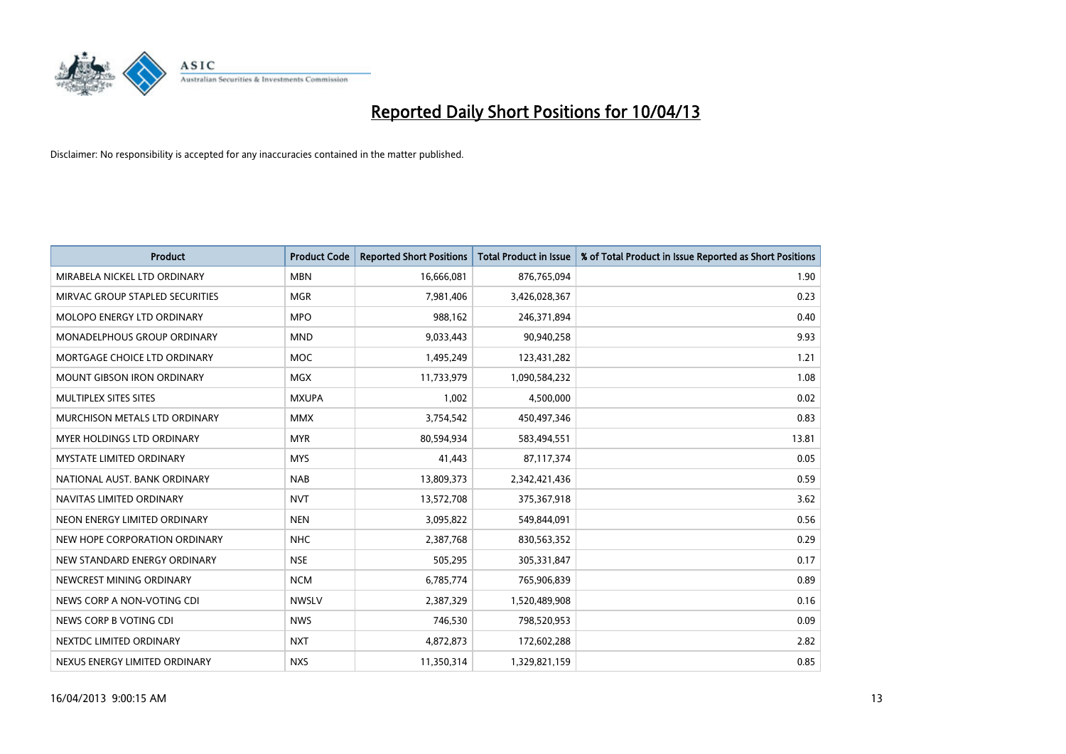# Reported Daily Short Positions for 10/04/13

Disclaimer: No responsibility is accepted for any inaccuracies contained in the matter published.

| Product | Product Code | Reported Short Positions | Total Product in Issue | % of Total Product in Issue Reported as Short Positions |
|---|---|---|---|---|
| MIRABELA NICKEL LTD ORDINARY | MBN | 16,666,081 | 876,765,094 | 1.90 |
| MIRVAC GROUP STAPLED SECURITIES | MGR | 7,981,406 | 3,426,028,367 | 0.23 |
| MOLOPO ENERGY LTD ORDINARY | MPO | 988,162 | 246,371,894 | 0.40 |
| MONADELPHOUS GROUP ORDINARY | MND | 9,033,443 | 90,940,258 | 9.93 |
| MORTGAGE CHOICE LTD ORDINARY | MOC | 1,495,249 | 123,431,282 | 1.21 |
| MOUNT GIBSON IRON ORDINARY | MGX | 11,733,979 | 1,090,584,232 | 1.08 |
| MULTIPLEX SITES SITES | MXUPA | 1,002 | 4,500,000 | 0.02 |
| MURCHISON METALS LTD ORDINARY | MMX | 3,754,542 | 450,497,346 | 0.83 |
| MYER HOLDINGS LTD ORDINARY | MYR | 80,594,934 | 583,494,551 | 13.81 |
| MYSTATE LIMITED ORDINARY | MYS | 41,443 | 87,117,374 | 0.05 |
| NATIONAL AUST. BANK ORDINARY | NAB | 13,809,373 | 2,342,421,436 | 0.59 |
| NAVITAS LIMITED ORDINARY | NVT | 13,572,708 | 375,367,918 | 3.62 |
| NEON ENERGY LIMITED ORDINARY | NEN | 3,095,822 | 549,844,091 | 0.56 |
| NEW HOPE CORPORATION ORDINARY | NHC | 2,387,768 | 830,563,352 | 0.29 |
| NEW STANDARD ENERGY ORDINARY | NSE | 505,295 | 305,331,847 | 0.17 |
| NEWCREST MINING ORDINARY | NCM | 6,785,774 | 765,906,839 | 0.89 |
| NEWS CORP A NON-VOTING CDI | NWSLV | 2,387,329 | 1,520,489,908 | 0.16 |
| NEWS CORP B VOTING CDI | NWS | 746,530 | 798,520,953 | 0.09 |
| NEXTDC LIMITED ORDINARY | NXT | 4,872,873 | 172,602,288 | 2.82 |
| NEXUS ENERGY LIMITED ORDINARY | NXS | 11,350,314 | 1,329,821,159 | 0.85 |

16/04/2013 9:00:15 AM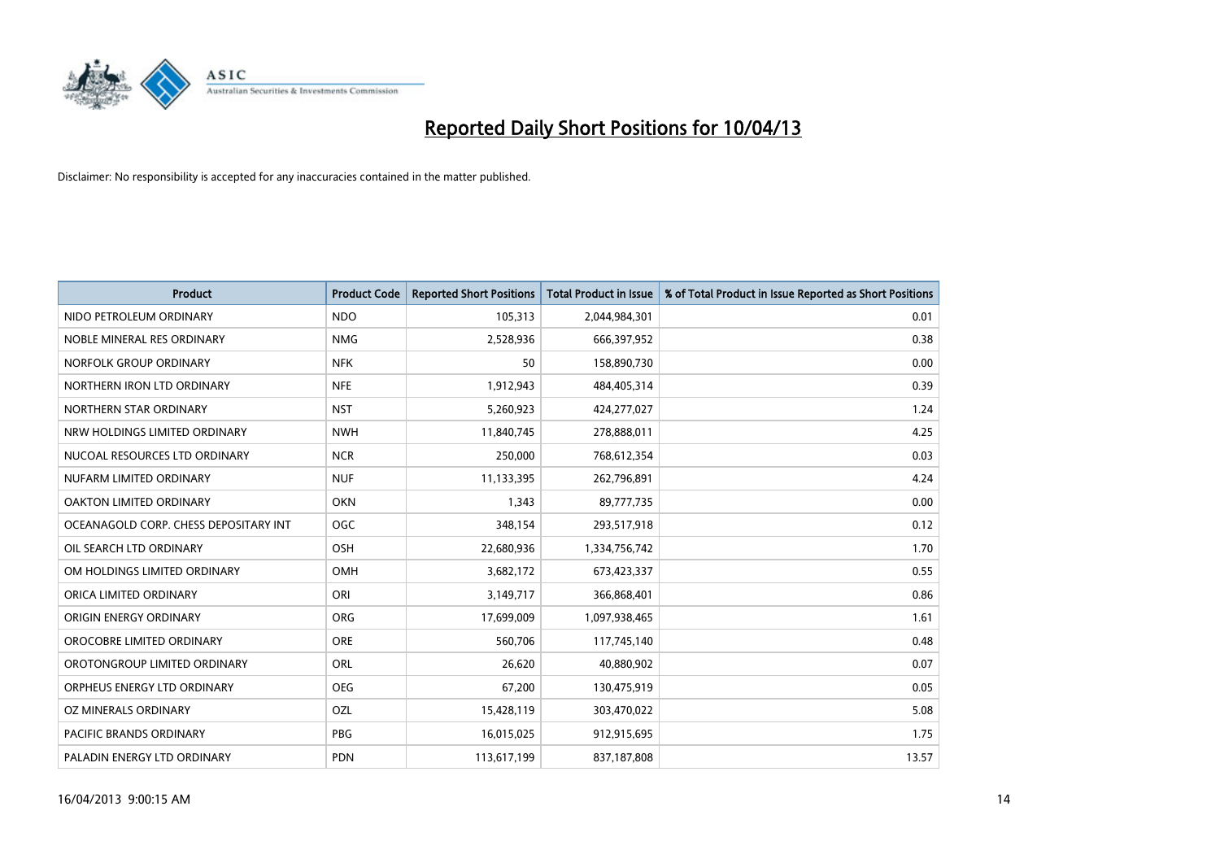# Reported Daily Short Positions for 10/04/13

Disclaimer: No responsibility is accepted for any inaccuracies contained in the matter published.

| Product | Product Code | Reported Short Positions | Total Product in Issue | % of Total Product in Issue Reported as Short Positions |
|---|---|---|---|---|
| NIDO PETROLEUM ORDINARY | NDO | 105,313 | 2,044,984,301 | 0.01 |
| NOBLE MINERAL RES ORDINARY | NMG | 2,528,936 | 666,397,952 | 0.38 |
| NORFOLK GROUP ORDINARY | NFK | 50 | 158,890,730 | 0.00 |
| NORTHERN IRON LTD ORDINARY | NFE | 1,912,943 | 484,405,314 | 0.39 |
| NORTHERN STAR ORDINARY | NST | 5,260,923 | 424,277,027 | 1.24 |
| NRW HOLDINGS LIMITED ORDINARY | NWH | 11,840,745 | 278,888,011 | 4.25 |
| NUCOAL RESOURCES LTD ORDINARY | NCR | 250,000 | 768,612,354 | 0.03 |
| NUFARM LIMITED ORDINARY | NUF | 11,133,395 | 262,796,891 | 4.24 |
| OAKTON LIMITED ORDINARY | OKN | 1,343 | 89,777,735 | 0.00 |
| OCEANAGOLD CORP. CHESS DEPOSITARY INT | OGC | 348,154 | 293,517,918 | 0.12 |
| OIL SEARCH LTD ORDINARY | OSH | 22,680,936 | 1,334,756,742 | 1.70 |
| OM HOLDINGS LIMITED ORDINARY | OMH | 3,682,172 | 673,423,337 | 0.55 |
| ORICA LIMITED ORDINARY | ORI | 3,149,717 | 366,868,401 | 0.86 |
| ORIGIN ENERGY ORDINARY | ORG | 17,699,009 | 1,097,938,465 | 1.61 |
| OROCOBRE LIMITED ORDINARY | ORE | 560,706 | 117,745,140 | 0.48 |
| OROTONGROUP LIMITED ORDINARY | ORL | 26,620 | 40,880,902 | 0.07 |
| ORPHEUS ENERGY LTD ORDINARY | OEG | 67,200 | 130,475,919 | 0.05 |
| OZ MINERALS ORDINARY | OZL | 15,428,119 | 303,470,022 | 5.08 |
| PACIFIC BRANDS ORDINARY | PBG | 16,015,025 | 912,915,695 | 1.75 |
| PALADIN ENERGY LTD ORDINARY | PDN | 113,617,199 | 837,187,808 | 13.57 |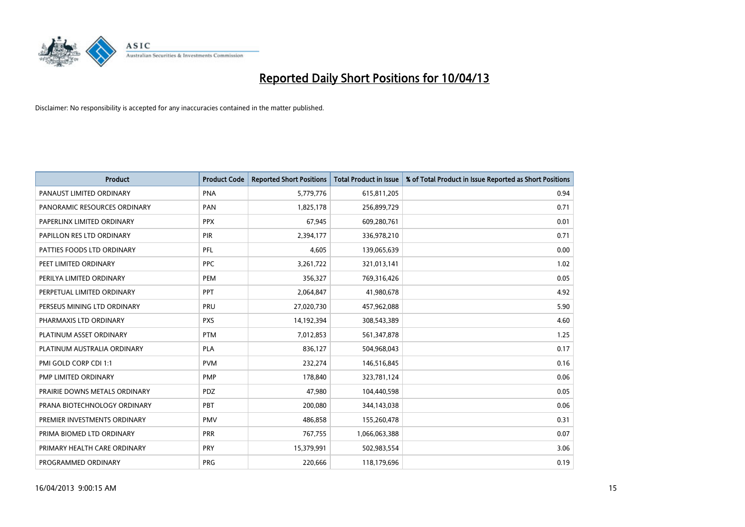# Reported Daily Short Positions for 10/04/13

Disclaimer: No responsibility is accepted for any inaccuracies contained in the matter published.

| Product | Product Code | Reported Short Positions | Total Product in Issue | % of Total Product in Issue Reported as Short Positions |
|---|---|---|---|---|
| PANAUST LIMITED ORDINARY | PNA | 5,779,776 | 615,811,205 | 0.94 |
| PANORAMIC RESOURCES ORDINARY | PAN | 1,825,178 | 256,899,729 | 0.71 |
| PAPERLINX LIMITED ORDINARY | PPX | 67,945 | 609,280,761 | 0.01 |
| PAPILLON RES LTD ORDINARY | PIR | 2,394,177 | 336,978,210 | 0.71 |
| PATTIES FOODS LTD ORDINARY | PFL | 4,605 | 139,065,639 | 0.00 |
| PEET LIMITED ORDINARY | PPC | 3,261,722 | 321,013,141 | 1.02 |
| PERILYA LIMITED ORDINARY | PEM | 356,327 | 769,316,426 | 0.05 |
| PERPETUAL LIMITED ORDINARY | PPT | 2,064,847 | 41,980,678 | 4.92 |
| PERSEUS MINING LTD ORDINARY | PRU | 27,020,730 | 457,962,088 | 5.90 |
| PHARMAXIS LTD ORDINARY | PXS | 14,192,394 | 308,543,389 | 4.60 |
| PLATINUM ASSET ORDINARY | PTM | 7,012,853 | 561,347,878 | 1.25 |
| PLATINUM AUSTRALIA ORDINARY | PLA | 836,127 | 504,968,043 | 0.17 |
| PMI GOLD CORP CDI 1:1 | PVM | 232,274 | 146,516,845 | 0.16 |
| PMP LIMITED ORDINARY | PMP | 178,840 | 323,781,124 | 0.06 |
| PRAIRIE DOWNS METALS ORDINARY | PDZ | 47,980 | 104,440,598 | 0.05 |
| PRANA BIOTECHNOLOGY ORDINARY | PBT | 200,080 | 344,143,038 | 0.06 |
| PREMIER INVESTMENTS ORDINARY | PMV | 486,858 | 155,260,478 | 0.31 |
| PRIMA BIOMED LTD ORDINARY | PRR | 767,755 | 1,066,063,388 | 0.07 |
| PRIMARY HEALTH CARE ORDINARY | PRY | 15,379,991 | 502,983,554 | 3.06 |
| PROGRAMMED ORDINARY | PRG | 220,666 | 118,179,696 | 0.19 |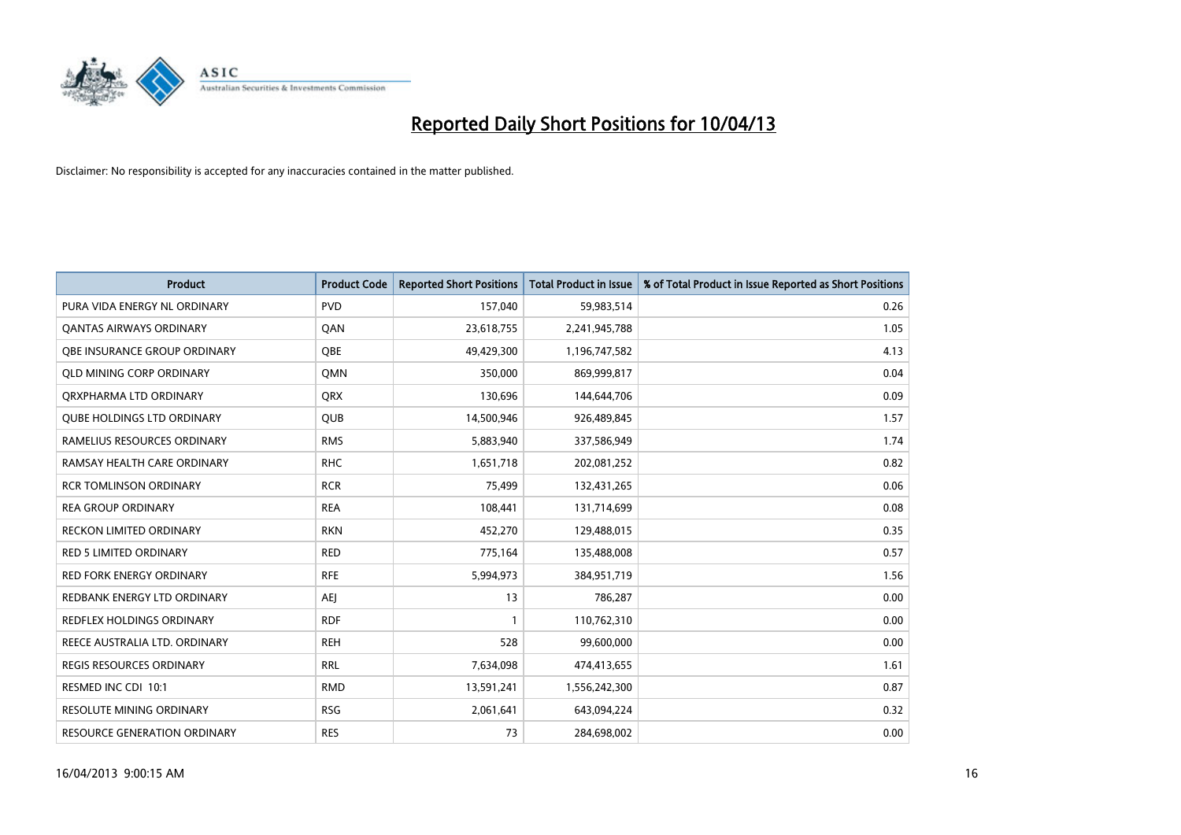# Reported Daily Short Positions for 10/04/13

Disclaimer: No responsibility is accepted for any inaccuracies contained in the matter published.

| Product | Product Code | Reported Short Positions | Total Product in Issue | % of Total Product in Issue Reported as Short Positions |
|---|---|---|---|---|
| PURA VIDA ENERGY NL ORDINARY | PVD | 157,040 | 59,983,514 | 0.26 |
| QANTAS AIRWAYS ORDINARY | QAN | 23,618,755 | 2,241,945,788 | 1.05 |
| QBE INSURANCE GROUP ORDINARY | QBE | 49,429,300 | 1,196,747,582 | 4.13 |
| QLD MINING CORP ORDINARY | QMN | 350,000 | 869,999,817 | 0.04 |
| QRXPHARMA LTD ORDINARY | QRX | 130,696 | 144,644,706 | 0.09 |
| QUBE HOLDINGS LTD ORDINARY | QUB | 14,500,946 | 926,489,845 | 1.57 |
| RAMELIUS RESOURCES ORDINARY | RMS | 5,883,940 | 337,586,949 | 1.74 |
| RAMSAY HEALTH CARE ORDINARY | RHC | 1,651,718 | 202,081,252 | 0.82 |
| RCR TOMLINSON ORDINARY | RCR | 75,499 | 132,431,265 | 0.06 |
| REA GROUP ORDINARY | REA | 108,441 | 131,714,699 | 0.08 |
| RECKON LIMITED ORDINARY | RKN | 452,270 | 129,488,015 | 0.35 |
| RED 5 LIMITED ORDINARY | RED | 775,164 | 135,488,008 | 0.57 |
| RED FORK ENERGY ORDINARY | RFE | 5,994,973 | 384,951,719 | 1.56 |
| REDBANK ENERGY LTD ORDINARY | AEJ | 13 | 786,287 | 0.00 |
| REDFLEX HOLDINGS ORDINARY | RDF | 1 | 110,762,310 | 0.00 |
| REECE AUSTRALIA LTD. ORDINARY | REH | 528 | 99,600,000 | 0.00 |
| REGIS RESOURCES ORDINARY | RRL | 7,634,098 | 474,413,655 | 1.61 |
| RESMED INC CDI 10:1 | RMD | 13,591,241 | 1,556,242,300 | 0.87 |
| RESOLUTE MINING ORDINARY | RSG | 2,061,641 | 643,094,224 | 0.32 |
| RESOURCE GENERATION ORDINARY | RES | 73 | 284,698,002 | 0.00 |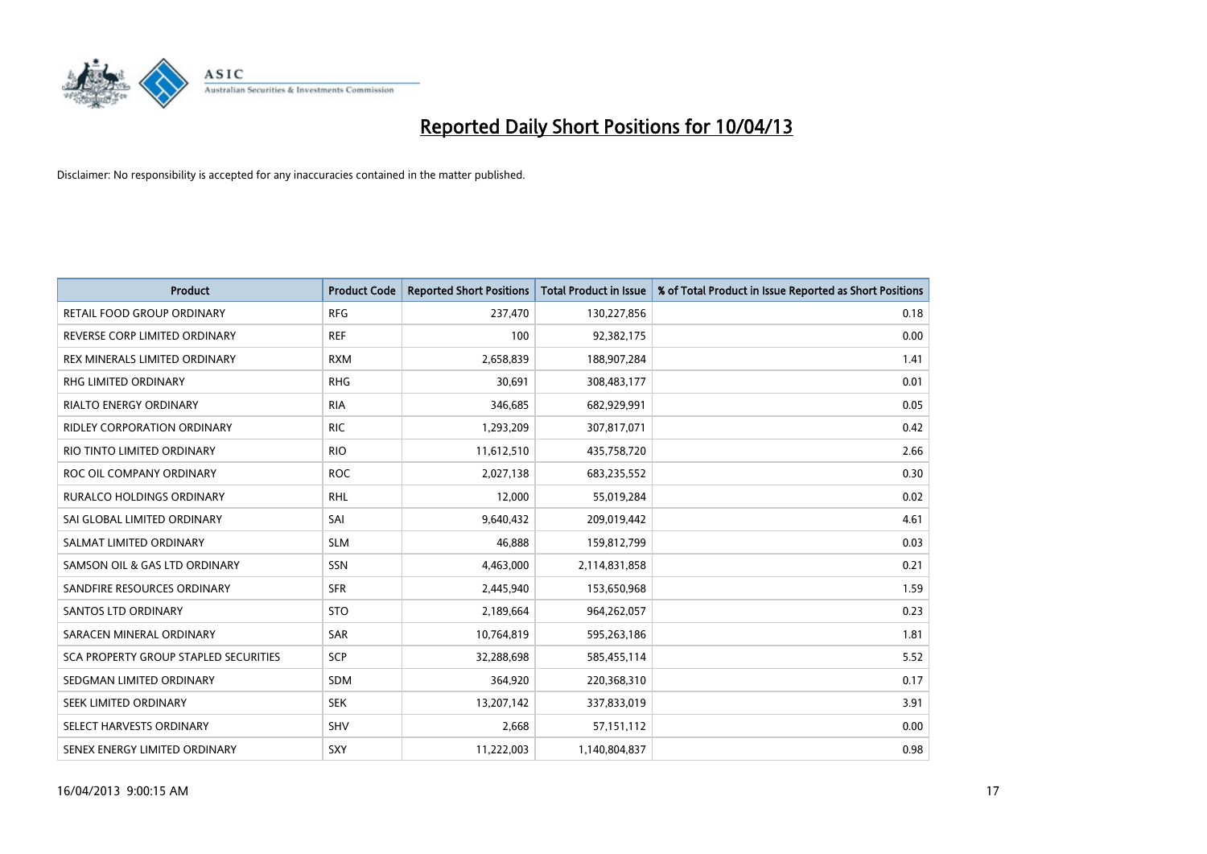# Reported Daily Short Positions for 10/04/13

Disclaimer: No responsibility is accepted for any inaccuracies contained in the matter published.

| Product | Product Code | Reported Short Positions | Total Product in Issue | % of Total Product in Issue Reported as Short Positions |
|---|---|---|---|---|
| RETAIL FOOD GROUP ORDINARY | RFG | 237,470 | 130,227,856 | 0.18 |
| REVERSE CORP LIMITED ORDINARY | REF | 100 | 92,382,175 | 0.00 |
| REX MINERALS LIMITED ORDINARY | RXM | 2,658,839 | 188,907,284 | 1.41 |
| RHG LIMITED ORDINARY | RHG | 30,691 | 308,483,177 | 0.01 |
| RIALTO ENERGY ORDINARY | RIA | 346,685 | 682,929,991 | 0.05 |
| RIDLEY CORPORATION ORDINARY | RIC | 1,293,209 | 307,817,071 | 0.42 |
| RIO TINTO LIMITED ORDINARY | RIO | 11,612,510 | 435,758,720 | 2.66 |
| ROC OIL COMPANY ORDINARY | ROC | 2,027,138 | 683,235,552 | 0.30 |
| RURALCO HOLDINGS ORDINARY | RHL | 12,000 | 55,019,284 | 0.02 |
| SAI GLOBAL LIMITED ORDINARY | SAI | 9,640,432 | 209,019,442 | 4.61 |
| SALMAT LIMITED ORDINARY | SLM | 46,888 | 159,812,799 | 0.03 |
| SAMSON OIL & GAS LTD ORDINARY | SSN | 4,463,000 | 2,114,831,858 | 0.21 |
| SANDFIRE RESOURCES ORDINARY | SFR | 2,445,940 | 153,650,968 | 1.59 |
| SANTOS LTD ORDINARY | STO | 2,189,664 | 964,262,057 | 0.23 |
| SARACEN MINERAL ORDINARY | SAR | 10,764,819 | 595,263,186 | 1.81 |
| SCA PROPERTY GROUP STAPLED SECURITIES | SCP | 32,288,698 | 585,455,114 | 5.52 |
| SEDGMAN LIMITED ORDINARY | SDM | 364,920 | 220,368,310 | 0.17 |
| SEEK LIMITED ORDINARY | SEK | 13,207,142 | 337,833,019 | 3.91 |
| SELECT HARVESTS ORDINARY | SHV | 2,668 | 57,151,112 | 0.00 |
| SENEX ENERGY LIMITED ORDINARY | SXY | 11,222,003 | 1,140,804,837 | 0.98 |

16/04/2013 9:00:15 AM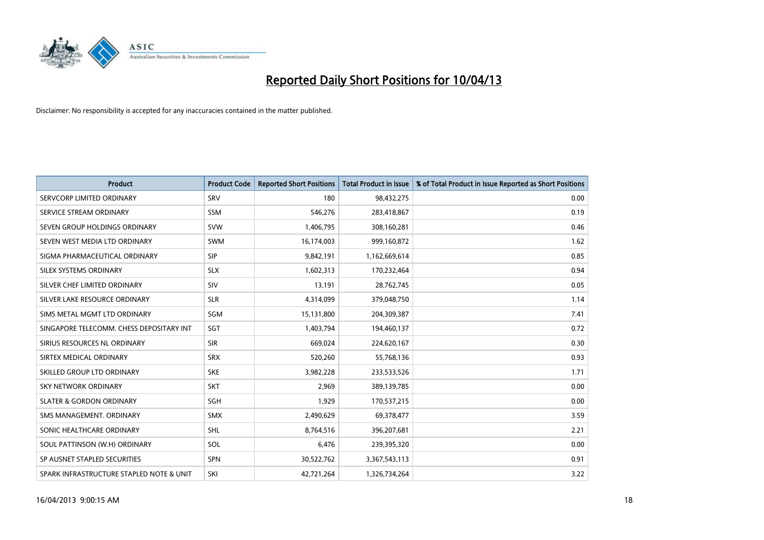# Reported Daily Short Positions for 10/04/13

Disclaimer: No responsibility is accepted for any inaccuracies contained in the matter published.

| Product | Product Code | Reported Short Positions | Total Product in Issue | % of Total Product in Issue Reported as Short Positions |
|---|---|---|---|---|
| SERVCORP LIMITED ORDINARY | SRV | 180 | 98,432,275 | 0.00 |
| SERVICE STREAM ORDINARY | SSM | 546,276 | 283,418,867 | 0.19 |
| SEVEN GROUP HOLDINGS ORDINARY | SVW | 1,406,795 | 308,160,281 | 0.46 |
| SEVEN WEST MEDIA LTD ORDINARY | SWM | 16,174,003 | 999,160,872 | 1.62 |
| SIGMA PHARMACEUTICAL ORDINARY | SIP | 9,842,191 | 1,162,669,614 | 0.85 |
| SILEX SYSTEMS ORDINARY | SLX | 1,602,313 | 170,232,464 | 0.94 |
| SILVER CHEF LIMITED ORDINARY | SIV | 13,191 | 28,762,745 | 0.05 |
| SILVER LAKE RESOURCE ORDINARY | SLR | 4,314,099 | 379,048,750 | 1.14 |
| SIMS METAL MGMT LTD ORDINARY | SGM | 15,131,800 | 204,309,387 | 7.41 |
| SINGAPORE TELECOMM. CHESS DEPOSITARY INT | SGT | 1,403,794 | 194,460,137 | 0.72 |
| SIRIUS RESOURCES NL ORDINARY | SIR | 669,024 | 224,620,167 | 0.30 |
| SIRTEX MEDICAL ORDINARY | SRX | 520,260 | 55,768,136 | 0.93 |
| SKILLED GROUP LTD ORDINARY | SKE | 3,982,228 | 233,533,526 | 1.71 |
| SKY NETWORK ORDINARY | SKT | 2,969 | 389,139,785 | 0.00 |
| SLATER & GORDON ORDINARY | SGH | 1,929 | 170,537,215 | 0.00 |
| SMS MANAGEMENT. ORDINARY | SMX | 2,490,629 | 69,378,477 | 3.59 |
| SONIC HEALTHCARE ORDINARY | SHL | 8,764,516 | 396,207,681 | 2.21 |
| SOUL PATTINSON (W.H) ORDINARY | SOL | 6,476 | 239,395,320 | 0.00 |
| SP AUSNET STAPLED SECURITIES | SPN | 30,522,762 | 3,367,543,113 | 0.91 |
| SPARK INFRASTRUCTURE STAPLED NOTE & UNIT | SKI | 42,721,264 | 1,326,734,264 | 3.22 |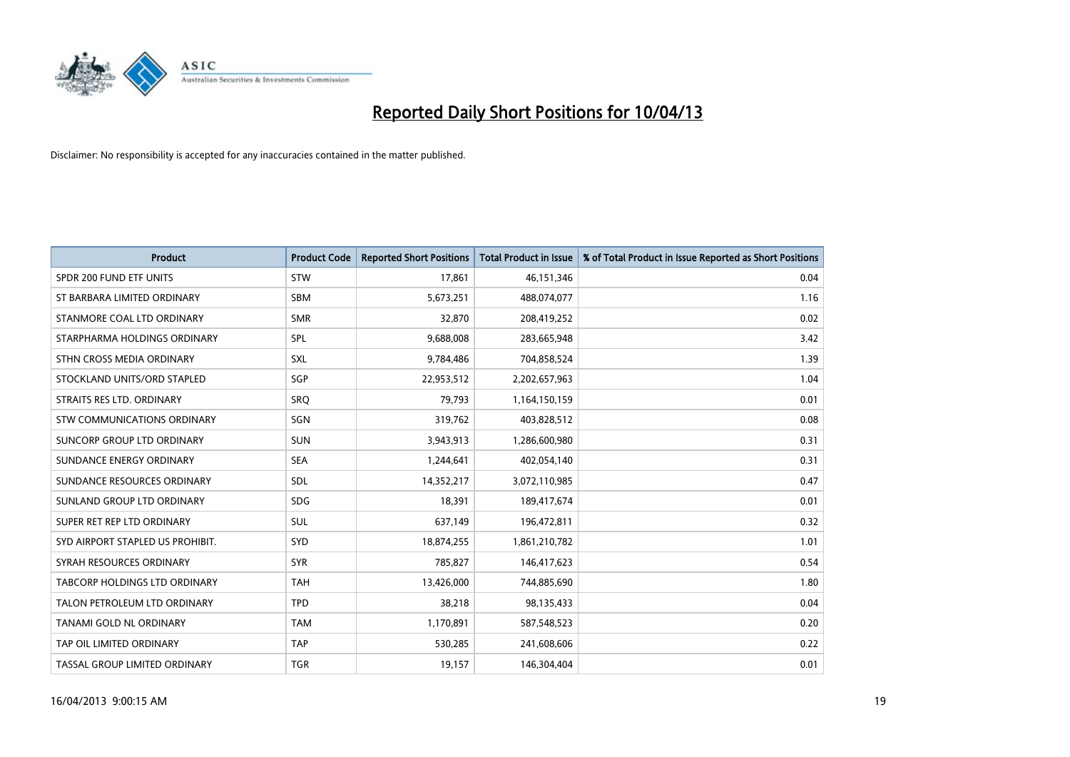# Reported Daily Short Positions for 10/04/13

Disclaimer: No responsibility is accepted for any inaccuracies contained in the matter published.

| Product | Product Code | Reported Short Positions | Total Product in Issue | % of Total Product in Issue Reported as Short Positions |
|---|---|---|---|---|
| SPDR 200 FUND ETF UNITS | STW | 17,861 | 46,151,346 | 0.04 |
| ST BARBARA LIMITED ORDINARY | SBM | 5,673,251 | 488,074,077 | 1.16 |
| STANMORE COAL LTD ORDINARY | SMR | 32,870 | 208,419,252 | 0.02 |
| STARPHARMA HOLDINGS ORDINARY | SPL | 9,688,008 | 283,665,948 | 3.42 |
| STHN CROSS MEDIA ORDINARY | SXL | 9,784,486 | 704,858,524 | 1.39 |
| STOCKLAND UNITS/ORD STAPLED | SGP | 22,953,512 | 2,202,657,963 | 1.04 |
| STRAITS RES LTD. ORDINARY | SRQ | 79,793 | 1,164,150,159 | 0.01 |
| STW COMMUNICATIONS ORDINARY | SGN | 319,762 | 403,828,512 | 0.08 |
| SUNCORP GROUP LTD ORDINARY | SUN | 3,943,913 | 1,286,600,980 | 0.31 |
| SUNDANCE ENERGY ORDINARY | SEA | 1,244,641 | 402,054,140 | 0.31 |
| SUNDANCE RESOURCES ORDINARY | SDL | 14,352,217 | 3,072,110,985 | 0.47 |
| SUNLAND GROUP LTD ORDINARY | SDG | 18,391 | 189,417,674 | 0.01 |
| SUPER RET REP LTD ORDINARY | SUL | 637,149 | 196,472,811 | 0.32 |
| SYD AIRPORT STAPLED US PROHIBIT. | SYD | 18,874,255 | 1,861,210,782 | 1.01 |
| SYRAH RESOURCES ORDINARY | SYR | 785,827 | 146,417,623 | 0.54 |
| TABCORP HOLDINGS LTD ORDINARY | TAH | 13,426,000 | 744,885,690 | 1.80 |
| TALON PETROLEUM LTD ORDINARY | TPD | 38,218 | 98,135,433 | 0.04 |
| TANAMI GOLD NL ORDINARY | TAM | 1,170,891 | 587,548,523 | 0.20 |
| TAP OIL LIMITED ORDINARY | TAP | 530,285 | 241,608,606 | 0.22 |
| TASSAL GROUP LIMITED ORDINARY | TGR | 19,157 | 146,304,404 | 0.01 |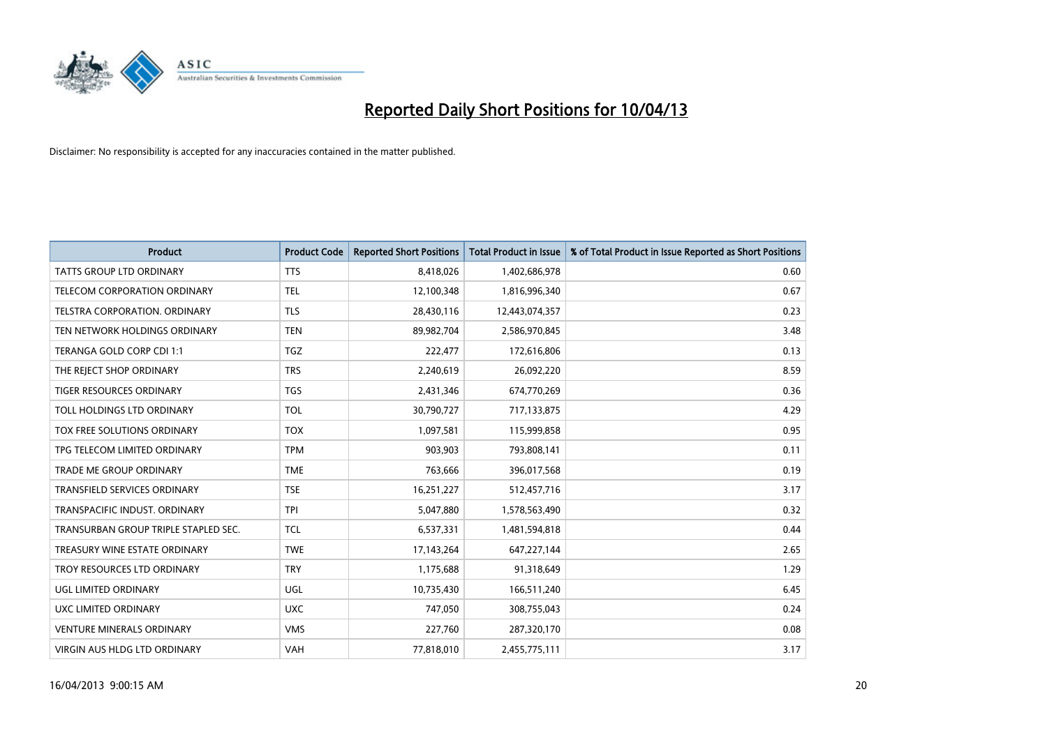# Reported Daily Short Positions for 10/04/13

Disclaimer: No responsibility is accepted for any inaccuracies contained in the matter published.

| Product | Product Code | Reported Short Positions | Total Product in Issue | % of Total Product in Issue Reported as Short Positions |
|---|---|---|---|---|
| TATTS GROUP LTD ORDINARY | TTS | 8,418,026 | 1,402,686,978 | 0.60 |
| TELECOM CORPORATION ORDINARY | TEL | 12,100,348 | 1,816,996,340 | 0.67 |
| TELSTRA CORPORATION. ORDINARY | TLS | 28,430,116 | 12,443,074,357 | 0.23 |
| TEN NETWORK HOLDINGS ORDINARY | TEN | 89,982,704 | 2,586,970,845 | 3.48 |
| TERANGA GOLD CORP CDI 1:1 | TGZ | 222,477 | 172,616,806 | 0.13 |
| THE REJECT SHOP ORDINARY | TRS | 2,240,619 | 26,092,220 | 8.59 |
| TIGER RESOURCES ORDINARY | TGS | 2,431,346 | 674,770,269 | 0.36 |
| TOLL HOLDINGS LTD ORDINARY | TOL | 30,790,727 | 717,133,875 | 4.29 |
| TOX FREE SOLUTIONS ORDINARY | TOX | 1,097,581 | 115,999,858 | 0.95 |
| TPG TELECOM LIMITED ORDINARY | TPM | 903,903 | 793,808,141 | 0.11 |
| TRADE ME GROUP ORDINARY | TME | 763,666 | 396,017,568 | 0.19 |
| TRANSFIELD SERVICES ORDINARY | TSE | 16,251,227 | 512,457,716 | 3.17 |
| TRANSPACIFIC INDUST. ORDINARY | TPI | 5,047,880 | 1,578,563,490 | 0.32 |
| TRANSURBAN GROUP TRIPLE STAPLED SEC. | TCL | 6,537,331 | 1,481,594,818 | 0.44 |
| TREASURY WINE ESTATE ORDINARY | TWE | 17,143,264 | 647,227,144 | 2.65 |
| TROY RESOURCES LTD ORDINARY | TRY | 1,175,688 | 91,318,649 | 1.29 |
| UGL LIMITED ORDINARY | UGL | 10,735,430 | 166,511,240 | 6.45 |
| UXC LIMITED ORDINARY | UXC | 747,050 | 308,755,043 | 0.24 |
| VENTURE MINERALS ORDINARY | VMS | 227,760 | 287,320,170 | 0.08 |
| VIRGIN AUS HLDG LTD ORDINARY | VAH | 77,818,010 | 2,455,775,111 | 3.17 |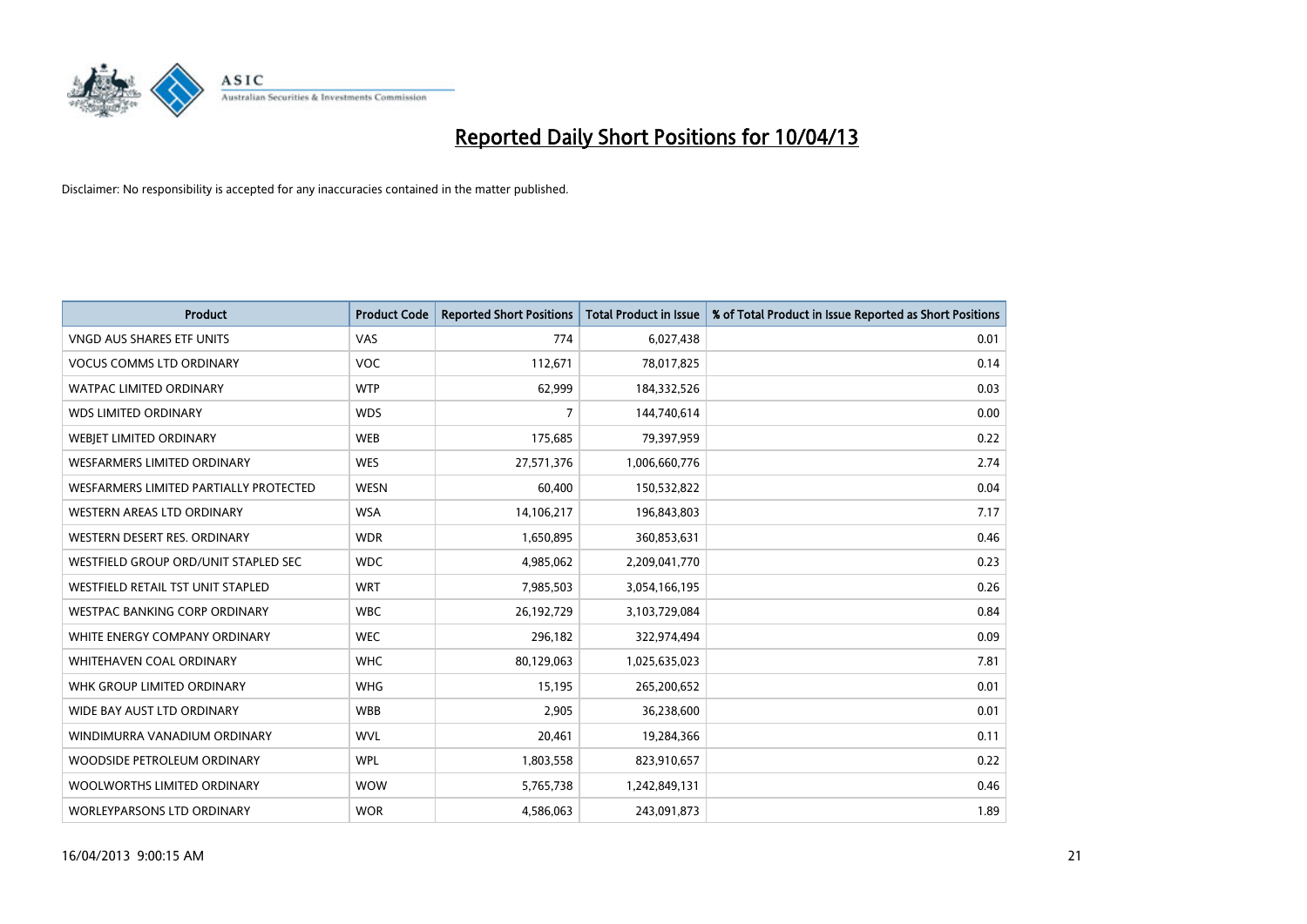# Reported Daily Short Positions for 10/04/13

Disclaimer: No responsibility is accepted for any inaccuracies contained in the matter published.

| Product | Product Code | Reported Short Positions | Total Product in Issue | % of Total Product in Issue Reported as Short Positions |
| --- | --- | --- | --- | --- |
| VNGD AUS SHARES ETF UNITS | VAS | 774 | 6,027,438 | 0.01 |
| VOCUS COMMS LTD ORDINARY | VOC | 112,671 | 78,017,825 | 0.14 |
| WATPAC LIMITED ORDINARY | WTP | 62,999 | 184,332,526 | 0.03 |
| WDS LIMITED ORDINARY | WDS | 7 | 144,740,614 | 0.00 |
| WEBJET LIMITED ORDINARY | WEB | 175,685 | 79,397,959 | 0.22 |
| WESFARMERS LIMITED ORDINARY | WES | 27,571,376 | 1,006,660,776 | 2.74 |
| WESFARMERS LIMITED PARTIALLY PROTECTED | WESN | 60,400 | 150,532,822 | 0.04 |
| WESTERN AREAS LTD ORDINARY | WSA | 14,106,217 | 196,843,803 | 7.17 |
| WESTERN DESERT RES. ORDINARY | WDR | 1,650,895 | 360,853,631 | 0.46 |
| WESTFIELD GROUP ORD/UNIT STAPLED SEC | WDC | 4,985,062 | 2,209,041,770 | 0.23 |
| WESTFIELD RETAIL TST UNIT STAPLED | WRT | 7,985,503 | 3,054,166,195 | 0.26 |
| WESTPAC BANKING CORP ORDINARY | WBC | 26,192,729 | 3,103,729,084 | 0.84 |
| WHITE ENERGY COMPANY ORDINARY | WEC | 296,182 | 322,974,494 | 0.09 |
| WHITEHAVEN COAL ORDINARY | WHC | 80,129,063 | 1,025,635,023 | 7.81 |
| WHK GROUP LIMITED ORDINARY | WHG | 15,195 | 265,200,652 | 0.01 |
| WIDE BAY AUST LTD ORDINARY | WBB | 2,905 | 36,238,600 | 0.01 |
| WINDIMURRA VANADIUM ORDINARY | WVL | 20,461 | 19,284,366 | 0.11 |
| WOODSIDE PETROLEUM ORDINARY | WPL | 1,803,558 | 823,910,657 | 0.22 |
| WOOLWORTHS LIMITED ORDINARY | WOW | 5,765,738 | 1,242,849,131 | 0.46 |
| WORLEYPARSONS LTD ORDINARY | WOR | 4,586,063 | 243,091,873 | 1.89 |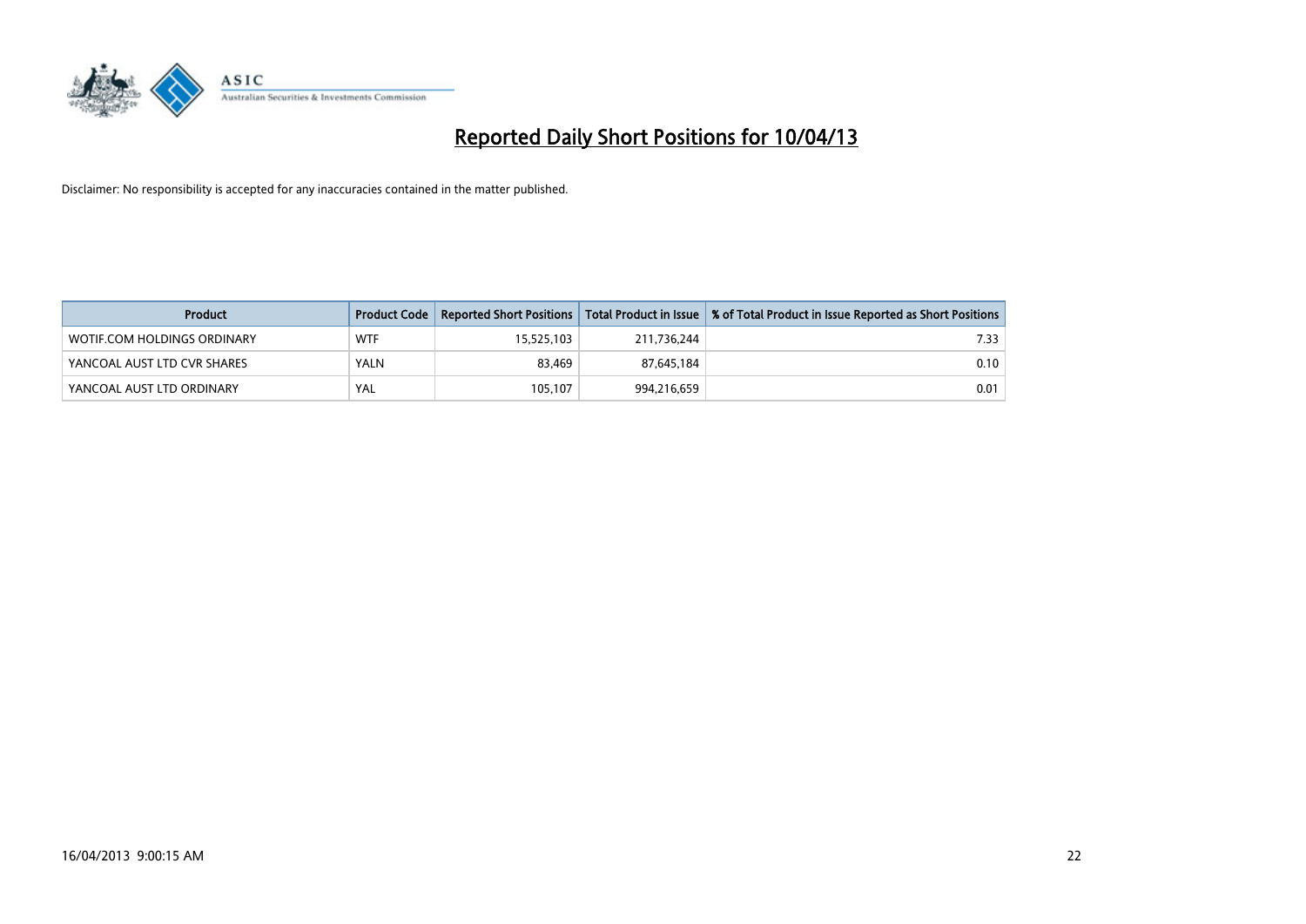# Reported Daily Short Positions for 10/04/13

Disclaimer: No responsibility is accepted for any inaccuracies contained in the matter published.

| Product | Product Code | Reported Short Positions | Total Product in Issue | % of Total Product in Issue Reported as Short Positions |
| --- | --- | --- | --- | --- |
| WOTIF.COM HOLDINGS ORDINARY | WTF | 15,525,103 | 211,736,244 | 7.33 |
| YANCOAL AUST LTD CVR SHARES | YALN | 83,469 | 87,645,184 | 0.10 |
| YANCOAL AUST LTD ORDINARY | YAL | 105,107 | 994,216,659 | 0.01 |

16/04/2013 9:00:15 AM